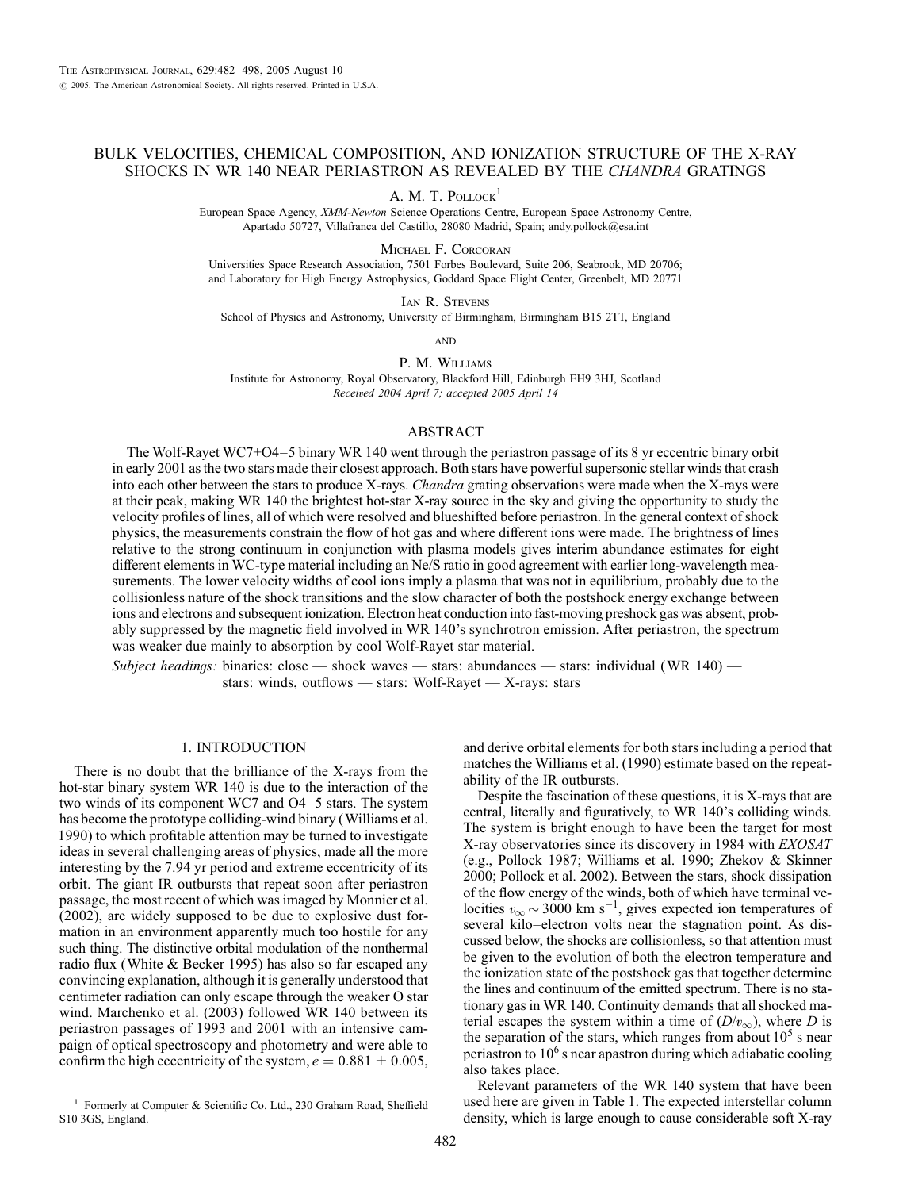# BULK VELOCITIES, CHEMICAL COMPOSITION, AND IONIZATION STRUCTURE OF THE X-RAY SHOCKS IN WR 140 NEAR PERIASTRON AS REVEALED BY THE *CHANDRA* GRATINGS

A. M. T. Pollock[1]

European Space Agency, *XMM-Newton* Science Operations Centre, European Space Astronomy Centre, Apartado 50727, Villafranca del Castillo, 28080 Madrid, Spain; andy.pollock@esa.int

Michael F. Corcoran

Universities Space Research Association, 7501 Forbes Boulevard, Suite 206, Seabrook, MD 20706; and Laboratory for High Energy Astrophysics, Goddard Space Flight Center, Greenbelt, MD 20771

Ian R. Stevens

School of Physics and Astronomy, University of Birmingham, Birmingham B15 2TT, England

and

P. M. Williams

Institute for Astronomy, Royal Observatory, Blackford Hill, Edinburgh EH9 3HJ, Scotland

*Received 2004 April 7; accepted 2005 April 14*

## ABSTRACT

The Wolf-Rayet WC7+O4–5 binary WR 140 went through the periastron passage of its 8 yr eccentric binary orbit in early 2001 as the two stars made their closest approach. Both stars have powerful supersonic stellar winds that crash into each other between the stars to produce X-rays. *Chandra* grating observations were made when the X-rays were at their peak, making WR 140 the brightest hot-star X-ray source in the sky and giving the opportunity to study the velocity profiles of lines, all of which were resolved and blueshifted before periastron. In the general context of shock physics, the measurements constrain the flow of hot gas and where different ions were made. The brightness of lines relative to the strong continuum in conjunction with plasma models gives interim abundance estimates for eight different elements in WC-type material including an Ne/S ratio in good agreement with earlier long-wavelength measurements. The lower velocity widths of cool ions imply a plasma that was not in equilibrium, probably due to the collisionless nature of the shock transitions and the slow character of both the postshock energy exchange between ions and electrons and subsequent ionization. Electron heat conduction into fast-moving preshock gas was absent, probably suppressed by the magnetic field involved in WR 140's synchrotron emission. After periastron, the spectrum was weaker due mainly to absorption by cool Wolf-Rayet star material.

*Subject headings:* binaries: close — shock waves — stars: abundances — stars: individual (WR 140) — stars: winds, outflows — stars: Wolf-Rayet — X-rays: stars

## 1. INTRODUCTION

There is no doubt that the brilliance of the X-rays from the hot-star binary system WR 140 is due to the interaction of the two winds of its component WC7 and O4–5 stars. The system has become the prototype colliding-wind binary (Williams et al. 1990) to which profitable attention may be turned to investigate ideas in several challenging areas of physics, made all the more interesting by the 7.94 yr period and extreme eccentricity of its orbit. The giant IR outbursts that repeat soon after periastron passage, the most recent of which was imaged by Monnier et al. (2002), are widely supposed to be due to explosive dust formation in an environment apparently much too hostile for any such thing. The distinctive orbital modulation of the nonthermal radio flux (White & Becker 1995) has also so far escaped any convincing explanation, although it is generally understood that centimeter radiation can only escape through the weaker O star wind. Marchenko et al. (2003) followed WR 140 between its periastron passages of 1993 and 2001 with an intensive campaign of optical spectroscopy and photometry and were able to confirm the high eccentricity of the system, $e = 0.881 \pm 0.005$, and derive orbital elements for both stars including a period that matches the Williams et al. (1990) estimate based on the repeatability of the IR outbursts.

Despite the fascination of these questions, it is X-rays that are central, literally and figuratively, to WR 140's colliding winds. The system is bright enough to have been the target for most X-ray observatories since its discovery in 1984 with *EXOSAT* (e.g., Pollock 1987; Williams et al. 1990; Zhekov & Skinner 2000; Pollock et al. 2002). Between the stars, shock dissipation of the flow energy of the winds, both of which have terminal velocities $v_\infty \sim 3000$ km s$^{-1}$, gives expected ion temperatures of several kilo–electron volts near the stagnation point. As discussed below, the shocks are collisionless, so that attention must be given to the evolution of both the electron temperature and the ionization state of the postshock gas that together determine the lines and continuum of the emitted spectrum. There is no stationary gas in WR 140. Continuity demands that all shocked material escapes the system within a time of $(D/v_\infty)$, where $D$ is the separation of the stars, which ranges from about $10^5$ s near periastron to $10^6$ s near apastron during which adiabatic cooling also takes place.

Relevant parameters of the WR 140 system that have been used here are given in Table 1. The expected interstellar column density, which is large enough to cause considerable soft X-ray

[1] Formerly at Computer & Scientific Co. Ltd., 230 Graham Road, Sheffield S10 3GS, England.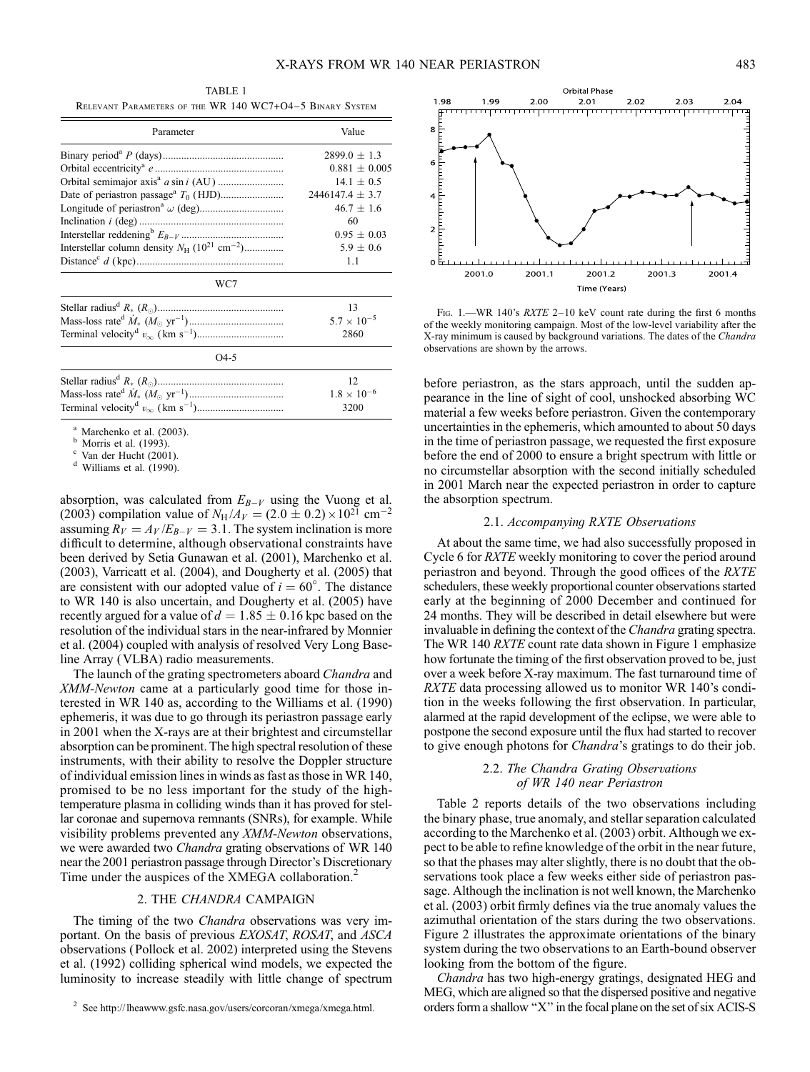TABLE 1

Relevant Parameters of the WR 140 WC7+O4–5 Binary System

| Parameter | Value |
|---|---|
| Binary period[a] $P$ (days) | $2899.0 \pm 1.3$ |
| Orbital eccentricity[a] $e$ | $0.881 \pm 0.005$ |
| Orbital semimajor axis[a] $a \sin i$ (AU) | $14.1 \pm 0.5$ |
| Date of periastron passage[a] $T_0$ (HJD) | $2446147.4 \pm 3.7$ |
| Longitude of periastron[a] $\omega$ (deg) | $46.7 \pm 1.6$ |
| Inclination $i$ (deg) | 60 |
| Interstellar reddening[b] $E_{B-V}$ | $0.95 \pm 0.03$ |
| Interstellar column density $N_{\rm H}$ ($10^{21}$ cm$^{-2}$) | $5.9 \pm 0.6$ |
| Distance[c] $d$ (kpc) | 1.1 |
| **WC7** | |
| Stellar radius[d] $R_*$ ($R_\odot$) | 13 |
| Mass-loss rate[d] $\dot{M}_*$ ($M_\odot$ yr$^{-1}$) | $5.7 \times 10^{-5}$ |
| Terminal velocity[d] $v_\infty$ (km s$^{-1}$) | 2860 |
| **O4-5** | |
| Stellar radius[d] $R_*$ ($R_\odot$) | 12 |
| Mass-loss rate[d] $\dot{M}_*$ ($M_\odot$ yr$^{-1}$) | $1.8 \times 10^{-6}$ |
| Terminal velocity[d] $v_\infty$ (km s$^{-1}$) | 3200 |

[a] Marchenko et al. (2003).
[b] Morris et al. (1993).
[c] Van der Hucht (2001).
[d] Williams et al. (1990).

absorption, was calculated from $E_{B-V}$ using the Vuong et al. (2003) compilation value of $N_{\rm H}/A_V = (2.0 \pm 0.2) \times 10^{21}$ cm$^{-2}$ assuming $R_V = A_V/E_{B-V} = 3.1$. The system inclination is more difficult to determine, although observational constraints have been derived by Setia Gunawan et al. (2001), Marchenko et al. (2003), Varricatt et al. (2004), and Dougherty et al. (2005) that are consistent with our adopted value of $i = 60°$. The distance to WR 140 is also uncertain, and Dougherty et al. (2005) have recently argued for a value of $d = 1.85 \pm 0.16$ kpc based on the resolution of the individual stars in the near-infrared by Monnier et al. (2004) coupled with analysis of resolved Very Long Baseline Array (VLBA) radio measurements.

The launch of the grating spectrometers aboard *Chandra* and *XMM-Newton* came at a particularly good time for those interested in WR 140 as, according to the Williams et al. (1990) ephemeris, it was due to go through its periastron passage early in 2001 when the X-rays are at their brightest and circumstellar absorption can be prominent. The high spectral resolution of these instruments, with their ability to resolve the Doppler structure of individual emission lines in winds as fast as those in WR 140, promised to be no less important for the study of the high-temperature plasma in colliding winds than it has proved for stellar coronae and supernova remnants (SNRs), for example. While visibility problems prevented any *XMM-Newton* observations, we were awarded two *Chandra* grating observations of WR 140 near the 2001 periastron passage through Director's Discretionary Time under the auspices of the XMEGA collaboration.[2]

## 2. THE *CHANDRA* CAMPAIGN

The timing of the two *Chandra* observations was very important. On the basis of previous *EXOSAT*, *ROSAT*, and *ASCA* observations (Pollock et al. 2002) interpreted using the Stevens et al. (1992) colliding spherical wind models, we expected the luminosity to increase steadily with little change of spectrum before periastron, as the stars approach, until the sudden appearance in the line of sight of cool, unshocked absorbing WC material a few weeks before periastron. Given the contemporary uncertainties in the ephemeris, which amounted to about 50 days in the time of periastron passage, we requested the first exposure before the end of 2000 to ensure a bright spectrum with little or no circumstellar absorption with the second initially scheduled in 2001 March near the expected periastron in order to capture the absorption spectrum.

[2] See http://lheawww.gsfc.nasa.gov/users/corcoran/xmega/xmega.html.

Fig. 1.—WR 140's *RXTE* 2–10 keV count rate during the first 6 months of the weekly monitoring campaign. Most of the low-level variability after the X-ray minimum is caused by background variations. The dates of the *Chandra* observations are shown by the arrows.

### 2.1. *Accompanying RXTE Observations*

At about the same time, we had also successfully proposed in Cycle 6 for *RXTE* weekly monitoring to cover the period around periastron and beyond. Through the good offices of the *RXTE* schedulers, these weekly proportional counter observations started early at the beginning of 2000 December and continued for 24 months. They will be described in detail elsewhere but were invaluable in defining the context of the *Chandra* grating spectra. The WR 140 *RXTE* count rate data shown in Figure 1 emphasize how fortunate the timing of the first observation proved to be, just over a week before X-ray maximum. The fast turnaround time of *RXTE* data processing allowed us to monitor WR 140's condition in the weeks following the first observation. In particular, alarmed at the rapid development of the eclipse, we were able to postpone the second exposure until the flux had started to recover to give enough photons for *Chandra*'s gratings to do their job.

### 2.2. *The Chandra Grating Observations of WR 140 near Periastron*

Table 2 reports details of the two observations including the binary phase, true anomaly, and stellar separation calculated according to the Marchenko et al. (2003) orbit. Although we expect to be able to refine knowledge of the orbit in the near future, so that the phases may alter slightly, there is no doubt that the observations took place a few weeks either side of periastron passage. Although the inclination is not well known, the Marchenko et al. (2003) orbit firmly defines via the true anomaly values the azimuthal orientation of the stars during the two observations. Figure 2 illustrates the approximate orientations of the binary system during the two observations to an Earth-bound observer looking from the bottom of the figure.

*Chandra* has two high-energy gratings, designated HEG and MEG, which are aligned so that the dispersed positive and negative orders form a shallow "X" in the focal plane on the set of six ACIS-S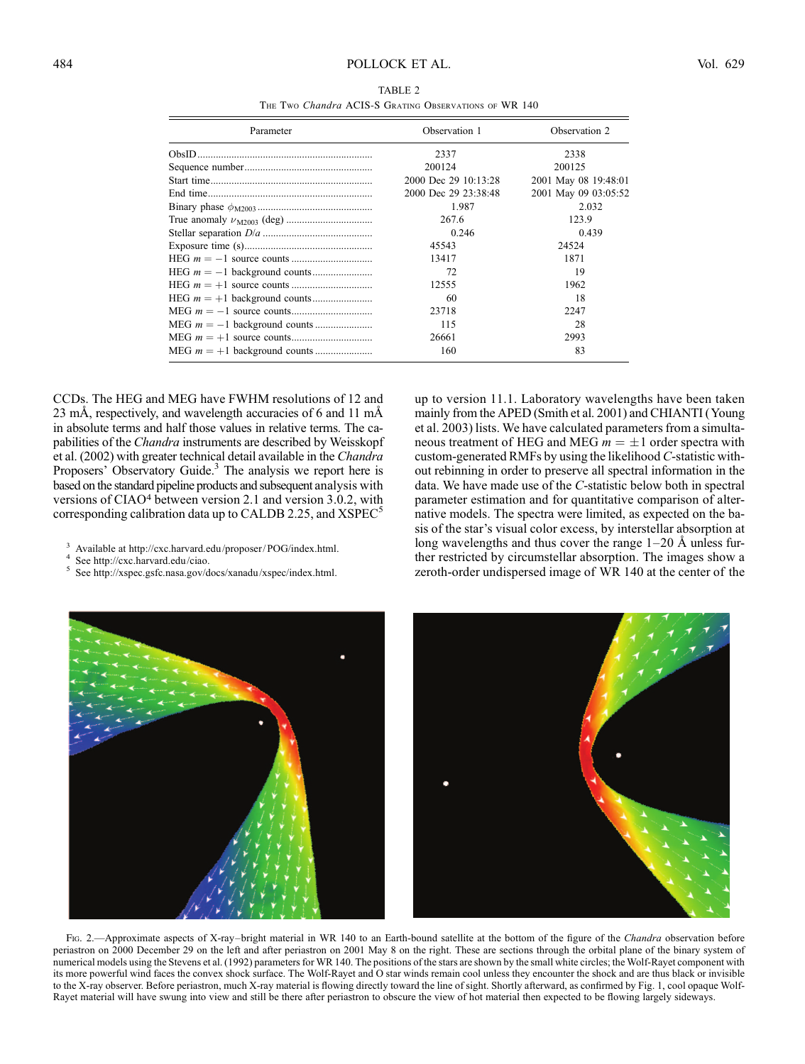TABLE 2

The Two *Chandra* ACIS-S Grating Observations of WR 140

| Parameter | Observation 1 | Observation 2 |
| --- | --- | --- |
| ObsID | 2337 | 2338 |
| Sequence number | 200124 | 200125 |
| Start time | 2000 Dec 29 10:13:28 | 2001 May 08 19:48:01 |
| End time | 2000 Dec 29 23:38:48 | 2001 May 09 03:05:52 |
| Binary phase $\phi_{M2003}$ | 1.987 | 2.032 |
| True anomaly $\nu_{M2003}$ (deg) | 267.6 | 123.9 |
| Stellar separation $D/a$ | 0.246 | 0.439 |
| Exposure time (s) | 45543 | 24524 |
| HEG $m = -1$ source counts | 13417 | 1871 |
| HEG $m = -1$ background counts | 72 | 19 |
| HEG $m = +1$ source counts | 12555 | 1962 |
| HEG $m = +1$ background counts | 60 | 18 |
| MEG $m = -1$ source counts | 23718 | 2247 |
| MEG $m = -1$ background counts | 115 | 28 |
| MEG $m = +1$ source counts | 26661 | 2993 |
| MEG $m = +1$ background counts | 160 | 83 |

CCDs. The HEG and MEG have FWHM resolutions of 12 and 23 mÅ, respectively, and wavelength accuracies of 6 and 11 mÅ in absolute terms and half those values in relative terms. The capabilities of the *Chandra* instruments are described by Weisskopf et al. (2002) with greater technical detail available in the *Chandra* Proposers' Observatory Guide.[3] The analysis we report here is based on the standard pipeline products and subsequent analysis with versions of CIAO[4] between version 2.1 and version 3.0.2, with corresponding calibration data up to CALDB 2.25, and XSPEC[5] up to version 11.1. Laboratory wavelengths have been taken mainly from the APED (Smith et al. 2001) and CHIANTI (Young et al. 2003) lists. We have calculated parameters from a simultaneous treatment of HEG and MEG $m = \pm 1$ order spectra with custom-generated RMFs by using the likelihood *C*-statistic without rebinning in order to preserve all spectral information in the data. We have made use of the *C*-statistic below both in spectral parameter estimation and for quantitative comparison of alternative models. The spectra were limited, as expected on the basis of the star's visual color excess, by interstellar absorption at long wavelengths and thus cover the range 1–20 Å unless further restricted by circumstellar absorption. The images show a zeroth-order undispersed image of WR 140 at the center of the

[3] Available at http://cxc.harvard.edu/proposer/POG/index.html.

[4] See http://cxc.harvard.edu/ciao.

[5] See http://xspec.gsfc.nasa.gov/docs/xanadu/xspec/index.html.

Fig. 2.—Approximate aspects of X-ray–bright material in WR 140 to an Earth-bound satellite at the bottom of the figure of the *Chandra* observation before periastron on 2000 December 29 on the left and after periastron on 2001 May 8 on the right. These are sections through the orbital plane of the binary system of numerical models using the Stevens et al. (1992) parameters for WR 140. The positions of the stars are shown by the small white circles; the Wolf-Rayet component with its more powerful wind faces the convex shock surface. The Wolf-Rayet and O star winds remain cool unless they encounter the shock and are thus black or invisible to the X-ray observer. Before periastron, much X-ray material is flowing directly toward the line of sight. Shortly afterward, as confirmed by Fig. 1, cool opaque Wolf-Rayet material will have swung into view and still be there after periastron to obscure the view of hot material then expected to be flowing largely sideways.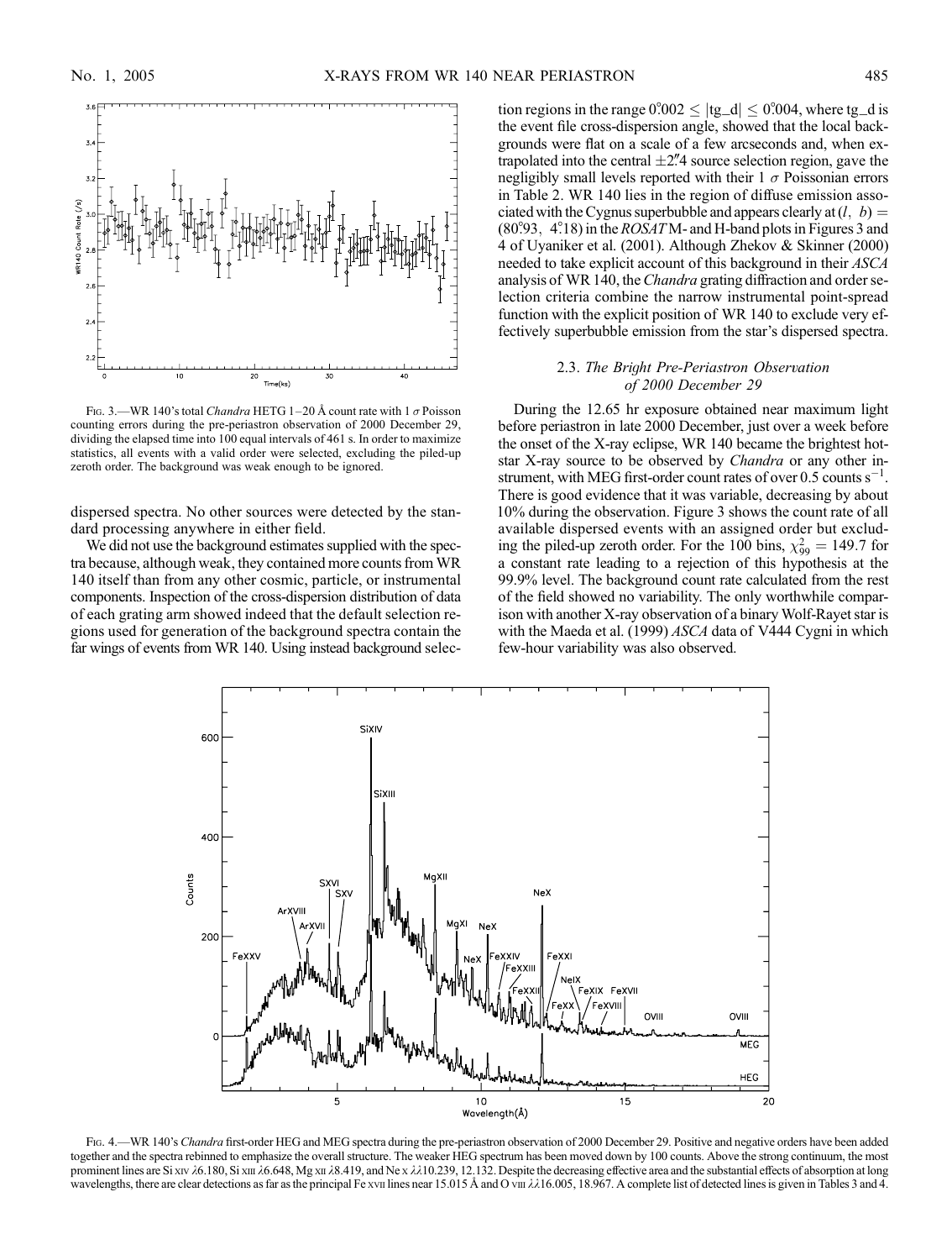Fig. 3.—WR 140's total *Chandra* HETG 1–20 Å count rate with 1 $\sigma$ Poisson counting errors during the pre-periastron observation of 2000 December 29, dividing the elapsed time into 100 equal intervals of 461 s. In order to maximize statistics, all events with a valid order were selected, excluding the piled-up zeroth order. The background was weak enough to be ignored.

dispersed spectra. No other sources were detected by the standard processing anywhere in either field.

We did not use the background estimates supplied with the spectra because, although weak, they contained more counts from WR 140 itself than from any other cosmic, particle, or instrumental components. Inspection of the cross-dispersion distribution of data of each grating arm showed indeed that the default selection regions used for generation of the background spectra contain the far wings of events from WR 140. Using instead background selection regions in the range $0\overset{\circ}{.}002 \leq |\mathrm{tg\_d}| \leq 0\overset{\circ}{.}004$, where tg_d is the event file cross-dispersion angle, showed that the local backgrounds were flat on a scale of a few arcseconds and, when extrapolated into the central $\pm2\overset{''}{.}4$ source selection region, gave the negligibly small levels reported with their 1 $\sigma$ Poissonian errors in Table 2. WR 140 lies in the region of diffuse emission associated with the Cygnus superbubble and appears clearly at $(l,\ b) = (80\overset{\circ}{.}93,\ 4\overset{\circ}{.}18)$ in the *ROSAT* M- and H-band plots in Figures 3 and 4 of Uyaniker et al. (2001). Although Zhekov & Skinner (2000) needed to take explicit account of this background in their *ASCA* analysis of WR 140, the *Chandra* grating diffraction and order selection criteria combine the narrow instrumental point-spread function with the explicit position of WR 140 to exclude very effectively superbubble emission from the star's dispersed spectra.

### 2.3. *The Bright Pre-Periastron Observation of 2000 December 29*

During the 12.65 hr exposure obtained near maximum light before periastron in late 2000 December, just over a week before the onset of the X-ray eclipse, WR 140 became the brightest hot-star X-ray source to be observed by *Chandra* or any other instrument, with MEG first-order count rates of over 0.5 counts $\mathrm{s}^{-1}$. There is good evidence that it was variable, decreasing by about 10% during the observation. Figure 3 shows the count rate of all available dispersed events with an assigned order but excluding the piled-up zeroth order. For the 100 bins, $\chi^2_{99} = 149.7$ for a constant rate leading to a rejection of this hypothesis at the 99.9% level. The background count rate calculated from the rest of the field showed no variability. The only worthwhile comparison with another X-ray observation of a binary Wolf-Rayet star is with the Maeda et al. (1999) *ASCA* data of V444 Cygni in which few-hour variability was also observed.

Fig. 4.—WR 140's *Chandra* first-order HEG and MEG spectra during the pre-periastron observation of 2000 December 29. Positive and negative orders have been added together and the spectra rebinned to emphasize the overall structure. The weaker HEG spectrum has been moved down by 100 counts. Above the strong continuum, the most prominent lines are Si xiv $\lambda$6.180, Si xiii $\lambda$6.648, Mg xii $\lambda$8.419, and Ne x $\lambda\lambda$10.239, 12.132. Despite the decreasing effective area and the substantial effects of absorption at long wavelengths, there are clear detections as far as the principal Fe xvii lines near 15.015 Å and O viii $\lambda\lambda$16.005, 18.967. A complete list of detected lines is given in Tables 3 and 4.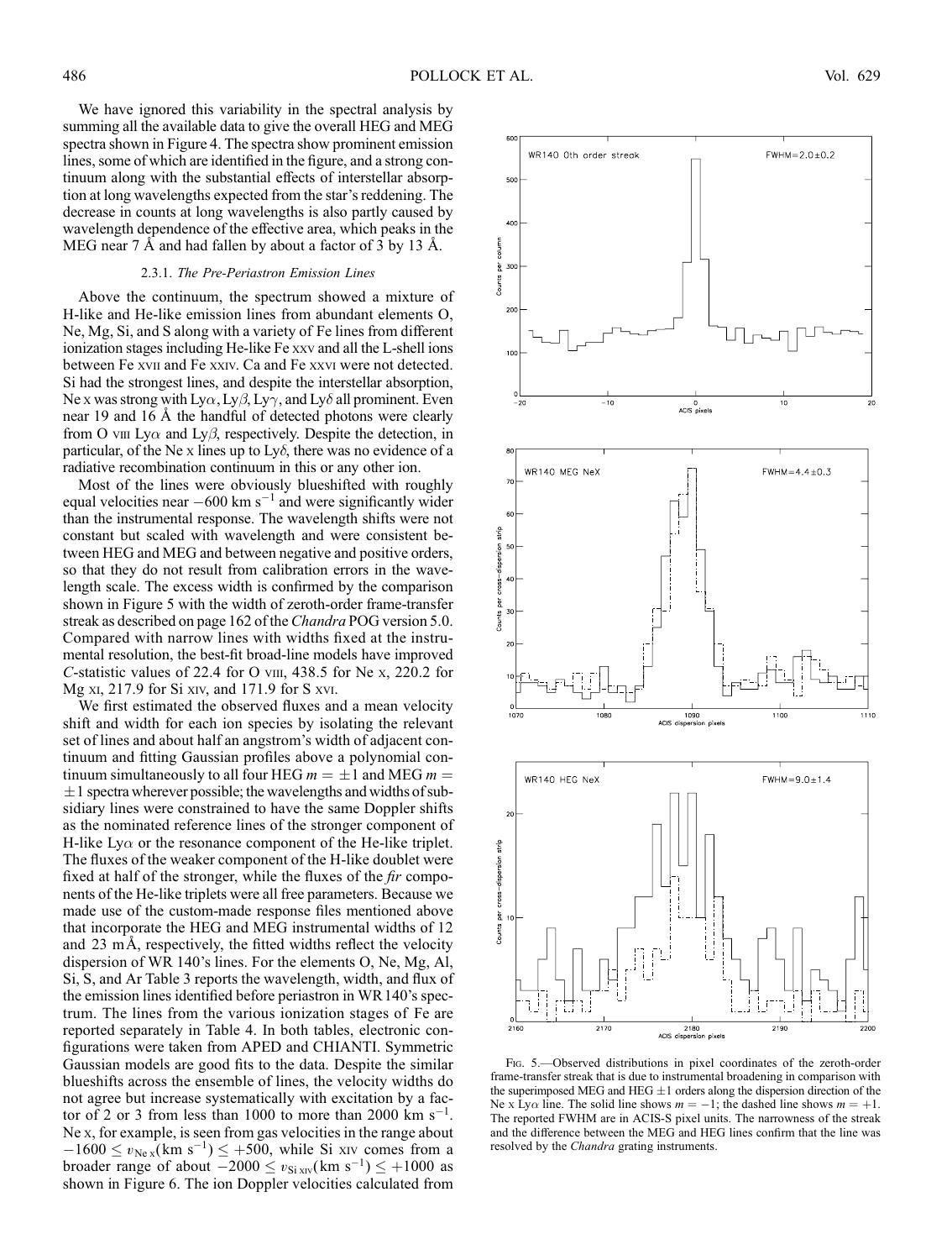We have ignored this variability in the spectral analysis by summing all the available data to give the overall HEG and MEG spectra shown in Figure 4. The spectra show prominent emission lines, some of which are identified in the figure, and a strong continuum along with the substantial effects of interstellar absorption at long wavelengths expected from the star's reddening. The decrease in counts at long wavelengths is also partly caused by wavelength dependence of the effective area, which peaks in the MEG near 7 Å and had fallen by about a factor of 3 by 13 Å.

### 2.3.1. *The Pre-Periastron Emission Lines*

Above the continuum, the spectrum showed a mixture of H-like and He-like emission lines from abundant elements O, Ne, Mg, Si, and S along with a variety of Fe lines from different ionization stages including He-like Fe XXV and all the L-shell ions between Fe XVII and Fe XXIV. Ca and Fe XXVI were not detected. Si had the strongest lines, and despite the interstellar absorption, Ne X was strong with Ly$\alpha$, Ly$\beta$, Ly$\gamma$, and Ly$\delta$ all prominent. Even near 19 and 16 Å the handful of detected photons were clearly from O VIII Ly$\alpha$ and Ly$\beta$, respectively. Despite the detection, in particular, of the Ne X lines up to Ly$\delta$, there was no evidence of a radiative recombination continuum in this or any other ion.

Most of the lines were obviously blueshifted with roughly equal velocities near $-600$ km s$^{-1}$ and were significantly wider than the instrumental response. The wavelength shifts were not constant but scaled with wavelength and were consistent between HEG and MEG and between negative and positive orders, so that they do not result from calibration errors in the wavelength scale. The excess width is confirmed by the comparison shown in Figure 5 with the width of zeroth-order frame-transfer streak as described on page 162 of the *Chandra* POG version 5.0. Compared with narrow lines with widths fixed at the instrumental resolution, the best-fit broad-line models have improved *C*-statistic values of 22.4 for O VIII, 438.5 for Ne X, 220.2 for Mg XI, 217.9 for Si XIV, and 171.9 for S XVI.

We first estimated the observed fluxes and a mean velocity shift and width for each ion species by isolating the relevant set of lines and about half an angstrom's width of adjacent continuum and fitting Gaussian profiles above a polynomial continuum simultaneously to all four HEG $m = \pm1$ and MEG $m = \pm1$ spectra wherever possible; the wavelengths and widths of subsidiary lines were constrained to have the same Doppler shifts as the nominated reference lines of the stronger component of H-like Ly$\alpha$ or the resonance component of the He-like triplet. The fluxes of the weaker component of the H-like doublet were fixed at half of the stronger, while the fluxes of the *fir* components of the He-like triplets were all free parameters. Because we made use of the custom-made response files mentioned above that incorporate the HEG and MEG instrumental widths of 12 and 23 mÅ, respectively, the fitted widths reflect the velocity dispersion of WR 140's lines. For the elements O, Ne, Mg, Al, Si, S, and Ar Table 3 reports the wavelength, width, and flux of the emission lines identified before periastron in WR 140's spectrum. The lines from the various ionization stages of Fe are reported separately in Table 4. In both tables, electronic configurations were taken from APED and CHIANTI. Symmetric Gaussian models are good fits to the data. Despite the similar blueshifts across the ensemble of lines, the velocity widths do not agree but increase systematically with excitation by a factor of 2 or 3 from less than 1000 to more than 2000 km s$^{-1}$. Ne X, for example, is seen from gas velocities in the range about $-1600 \leq v_{\rm Ne\,X}({\rm km\ s^{-1}}) \leq +500$, while Si XIV comes from a broader range of about $-2000 \leq v_{\rm Si\,XIV}({\rm km\ s^{-1}}) \leq +1000$ as shown in Figure 6. The ion Doppler velocities calculated from

Fig. 5.—Observed distributions in pixel coordinates of the zeroth-order frame-transfer streak that is due to instrumental broadening in comparison with the superimposed MEG and HEG $\pm1$ orders along the dispersion direction of the Ne X Ly$\alpha$ line. The solid line shows $m = -1$; the dashed line shows $m = +1$. The reported FWHM are in ACIS-S pixel units. The narrowness of the streak and the difference between the MEG and HEG lines confirm that the line was resolved by the *Chandra* grating instruments.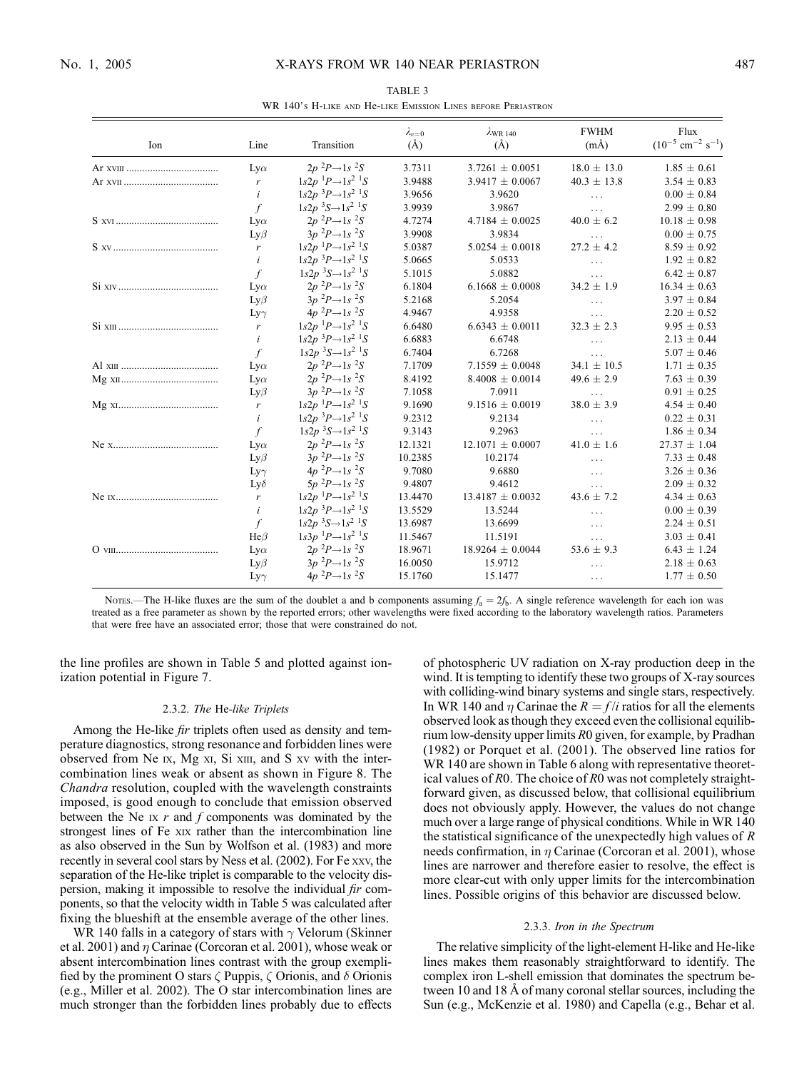TABLE 3

WR 140's H-like and He-like Emission Lines before Periastron

| Ion | Line | Transition | $\lambda_{v=0}$ (Å) | $\lambda_{\rm WR\,140}$ (Å) | FWHM (mÅ) | Flux ($10^{-5}$ cm$^{-2}$ s$^{-1}$) |
|---|---|---|---|---|---|---|
| Ar XVIII | Ly$\alpha$ | $2p\ ^2P \rightarrow 1s\ ^2S$ | 3.7311 | 3.7261 ± 0.0051 | 18.0 ± 13.0 | 1.85 ± 0.61 |
| Ar XVII | $r$ | $1s2p\ ^1P \rightarrow 1s^2\ ^1S$ | 3.9488 | 3.9417 ± 0.0067 | 40.3 ± 13.8 | 3.54 ± 0.83 |
| | $i$ | $1s2p\ ^3P \rightarrow 1s^2\ ^1S$ | 3.9656 | 3.9620 | ... | 0.00 ± 0.84 |
| | $f$ | $1s2p\ ^3S \rightarrow 1s^2\ ^1S$ | 3.9939 | 3.9867 | ... | 2.99 ± 0.80 |
| S XVI | Ly$\alpha$ | $2p\ ^2P \rightarrow 1s\ ^2S$ | 4.7274 | 4.7184 ± 0.0025 | 40.0 ± 6.2 | 10.18 ± 0.98 |
| | Ly$\beta$ | $3p\ ^2P \rightarrow 1s\ ^2S$ | 3.9908 | 3.9834 | ... | 0.00 ± 0.75 |
| S XV | $r$ | $1s2p\ ^1P \rightarrow 1s^2\ ^1S$ | 5.0387 | 5.0254 ± 0.0018 | 27.2 ± 4.2 | 8.59 ± 0.92 |
| | $i$ | $1s2p\ ^3P \rightarrow 1s^2\ ^1S$ | 5.0665 | 5.0533 | ... | 1.92 ± 0.82 |
| | $f$ | $1s2p\ ^3S \rightarrow 1s^2\ ^1S$ | 5.1015 | 5.0882 | ... | 6.42 ± 0.87 |
| Si XIV | Ly$\alpha$ | $2p\ ^2P \rightarrow 1s\ ^2S$ | 6.1804 | 6.1668 ± 0.0008 | 34.2 ± 1.9 | 16.34 ± 0.63 |
| | Ly$\beta$ | $3p\ ^2P \rightarrow 1s\ ^2S$ | 5.2168 | 5.2054 | ... | 3.97 ± 0.84 |
| | Ly$\gamma$ | $4p\ ^2P \rightarrow 1s\ ^2S$ | 4.9467 | 4.9358 | ... | 2.20 ± 0.52 |
| Si XIII | $r$ | $1s2p\ ^1P \rightarrow 1s^2\ ^1S$ | 6.6480 | 6.6343 ± 0.0011 | 32.3 ± 2.3 | 9.95 ± 0.53 |
| | $i$ | $1s2p\ ^3P \rightarrow 1s^2\ ^1S$ | 6.6883 | 6.6748 | ... | 2.13 ± 0.44 |
| | $f$ | $1s2p\ ^3S \rightarrow 1s^2\ ^1S$ | 6.7404 | 6.7268 | ... | 5.07 ± 0.46 |
| Al XIII | Ly$\alpha$ | $2p\ ^2P \rightarrow 1s\ ^2S$ | 7.1709 | 7.1559 ± 0.0048 | 34.1 ± 10.5 | 1.71 ± 0.35 |
| Mg XII | Ly$\alpha$ | $2p\ ^2P \rightarrow 1s\ ^2S$ | 8.4192 | 8.4008 ± 0.0014 | 49.6 ± 2.9 | 7.63 ± 0.39 |
| | Ly$\beta$ | $3p\ ^2P \rightarrow 1s\ ^2S$ | 7.1058 | 7.0911 | ... | 0.91 ± 0.25 |
| Mg XI | $r$ | $1s2p\ ^1P \rightarrow 1s^2\ ^1S$ | 9.1690 | 9.1516 ± 0.0019 | 38.0 ± 3.9 | 4.54 ± 0.40 |
| | $i$ | $1s2p\ ^3P \rightarrow 1s^2\ ^1S$ | 9.2312 | 9.2134 | ... | 0.22 ± 0.31 |
| | $f$ | $1s2p\ ^3S \rightarrow 1s^2\ ^1S$ | 9.3143 | 9.2963 | ... | 1.86 ± 0.34 |
| Ne X | Ly$\alpha$ | $2p\ ^2P \rightarrow 1s\ ^2S$ | 12.1321 | 12.1071 ± 0.0007 | 41.0 ± 1.6 | 27.37 ± 1.04 |
| | Ly$\beta$ | $3p\ ^2P \rightarrow 1s\ ^2S$ | 10.2385 | 10.2174 | ... | 7.33 ± 0.48 |
| | Ly$\gamma$ | $4p\ ^2P \rightarrow 1s\ ^2S$ | 9.7080 | 9.6880 | ... | 3.26 ± 0.36 |
| | Ly$\delta$ | $5p\ ^2P \rightarrow 1s\ ^2S$ | 9.4807 | 9.4612 | ... | 2.09 ± 0.32 |
| Ne IX | $r$ | $1s2p\ ^1P \rightarrow 1s^2\ ^1S$ | 13.4470 | 13.4187 ± 0.0032 | 43.6 ± 7.2 | 4.34 ± 0.63 |
| | $i$ | $1s2p\ ^3P \rightarrow 1s^2\ ^1S$ | 13.5529 | 13.5244 | ... | 0.00 ± 0.39 |
| | $f$ | $1s2p\ ^3S \rightarrow 1s^2\ ^1S$ | 13.6987 | 13.6699 | ... | 2.24 ± 0.51 |
| | He$\beta$ | $1s3p\ ^1P \rightarrow 1s^2\ ^1S$ | 11.5467 | 11.5191 | ... | 3.03 ± 0.41 |
| O VIII | Ly$\alpha$ | $2p\ ^2P \rightarrow 1s\ ^2S$ | 18.9671 | 18.9264 ± 0.0044 | 53.6 ± 9.3 | 6.43 ± 1.24 |
| | Ly$\beta$ | $3p\ ^2P \rightarrow 1s\ ^2S$ | 16.0050 | 15.9712 | ... | 2.18 ± 0.63 |
| | Ly$\gamma$ | $4p\ ^2P \rightarrow 1s\ ^2S$ | 15.1760 | 15.1477 | ... | 1.77 ± 0.50 |

Notes.—The H-like fluxes are the sum of the doublet a and b components assuming $f_a = 2f_b$. A single reference wavelength for each ion was treated as a free parameter as shown by the reported errors; other wavelengths were fixed according to the laboratory wavelength ratios. Parameters that were free have an associated error; those that were constrained do not.

the line profiles are shown in Table 5 and plotted against ionization potential in Figure 7.

### 2.3.2. *The* He-*like Triplets*

Among the He-like *fir* triplets often used as density and temperature diagnostics, strong resonance and forbidden lines were observed from Ne IX, Mg XI, Si XIII, and S XV with the intercombination lines weak or absent as shown in Figure 8. The *Chandra* resolution, coupled with the wavelength constraints imposed, is good enough to conclude that emission observed between the Ne IX $r$ and $f$ components was dominated by the strongest lines of Fe XIX rather than the intercombination line as also observed in the Sun by Wolfson et al. (1983) and more recently in several cool stars by Ness et al. (2002). For Fe XXV, the separation of the He-like triplet is comparable to the velocity dispersion, making it impossible to resolve the individual *fir* components, so that the velocity width in Table 5 was calculated after fixing the blueshift at the ensemble average of the other lines.

WR 140 falls in a category of stars with $\gamma$ Velorum (Skinner et al. 2001) and $\eta$ Carinae (Corcoran et al. 2001), whose weak or absent intercombination lines contrast with the group exemplified by the prominent O stars $\zeta$ Puppis, $\zeta$ Orionis, and $\delta$ Orionis (e.g., Miller et al. 2002). The O star intercombination lines are much stronger than the forbidden lines probably due to effects of photospheric UV radiation on X-ray production deep in the wind. It is tempting to identify these two groups of X-ray sources with colliding-wind binary systems and single stars, respectively. In WR 140 and $\eta$ Carinae the $R = f/i$ ratios for all the elements observed look as though they exceed even the collisional equilibrium low-density upper limits $R0$ given, for example, by Pradhan (1982) or Porquet et al. (2001). The observed line ratios for WR 140 are shown in Table 6 along with representative theoretical values of $R0$. The choice of $R0$ was not completely straightforward given, as discussed below, that collisional equilibrium does not obviously apply. However, the values do not change much over a large range of physical conditions. While in WR 140 the statistical significance of the unexpectedly high values of $R$ needs confirmation, in $\eta$ Carinae (Corcoran et al. 2001), whose lines are narrower and therefore easier to resolve, the effect is more clear-cut with only upper limits for the intercombination lines. Possible origins of this behavior are discussed below.

### 2.3.3. *Iron in the Spectrum*

The relative simplicity of the light-element H-like and He-like lines makes them reasonably straightforward to identify. The complex iron L-shell emission that dominates the spectrum between 10 and 18 Å of many coronal stellar sources, including the Sun (e.g., McKenzie et al. 1980) and Capella (e.g., Behar et al.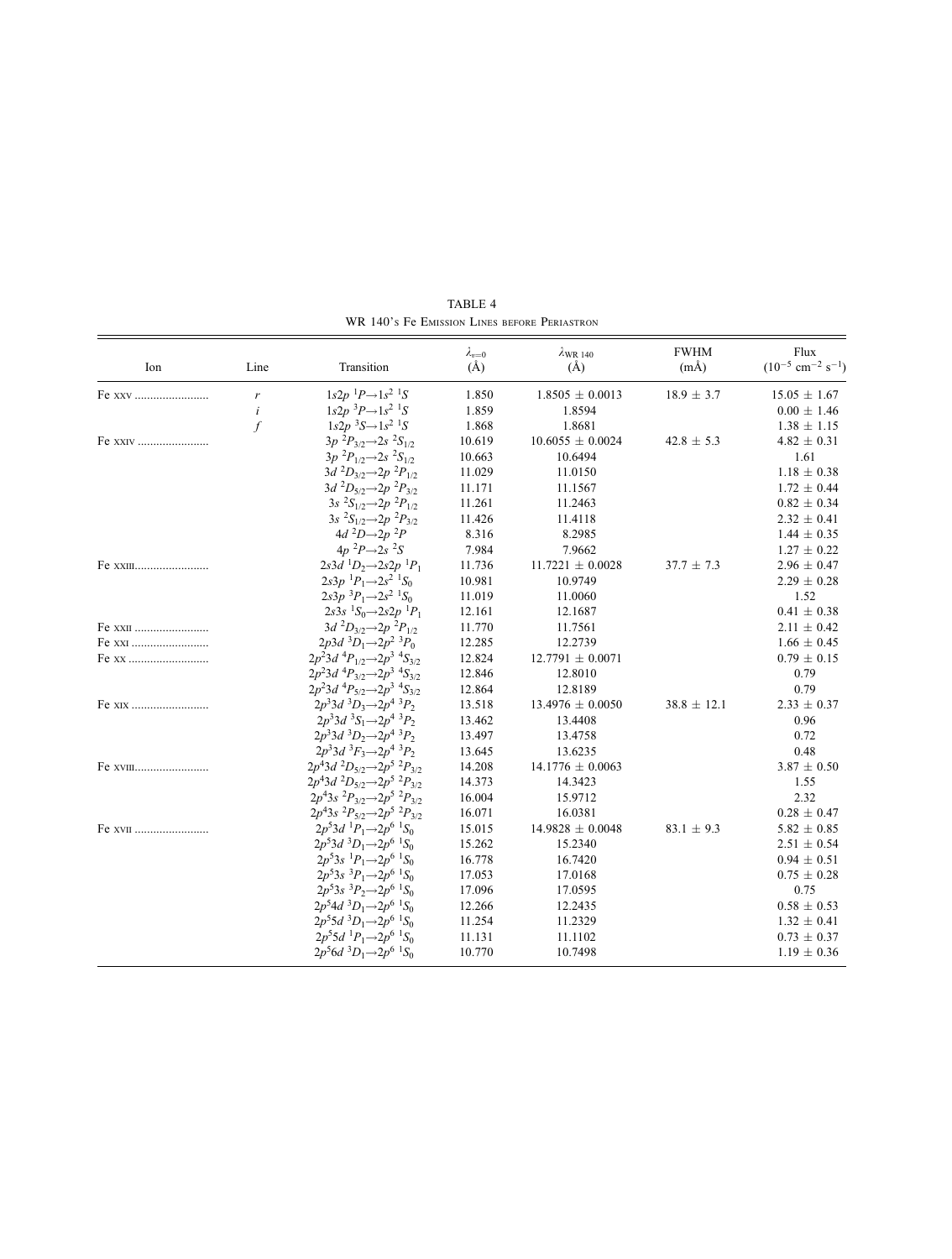TABLE 4

WR 140's Fe Emission Lines before Periastron

| Ion | Line | Transition | $\lambda_{v=0}$ (Å) | $\lambda_{\rm WR\,140}$ (Å) | FWHM (mÅ) | Flux ($10^{-5}$ cm$^{-2}$ s$^{-1}$) |
|---|---|---|---|---|---|---|
| Fe XXV | *r* | $1s2p\ ^1P \rightarrow 1s^2\ ^1S$ | 1.850 | 1.8505 ± 0.0013 | 18.9 ± 3.7 | 15.05 ± 1.67 |
| | *i* | $1s2p\ ^3P \rightarrow 1s^2\ ^1S$ | 1.859 | 1.8594 | | 0.00 ± 1.46 |
| | *f* | $1s2p\ ^3S \rightarrow 1s^2\ ^1S$ | 1.868 | 1.8681 | | 1.38 ± 1.15 |
| Fe XXIV | | $3p\ ^2P_{3/2} \rightarrow 2s\ ^2S_{1/2}$ | 10.619 | 10.6055 ± 0.0024 | 42.8 ± 5.3 | 4.82 ± 0.31 |
| | | $3p\ ^2P_{1/2} \rightarrow 2s\ ^2S_{1/2}$ | 10.663 | 10.6494 | | 1.61 |
| | | $3d\ ^2D_{3/2} \rightarrow 2p\ ^2P_{1/2}$ | 11.029 | 11.0150 | | 1.18 ± 0.38 |
| | | $3d\ ^2D_{5/2} \rightarrow 2p\ ^2P_{3/2}$ | 11.171 | 11.1567 | | 1.72 ± 0.44 |
| | | $3s\ ^2S_{1/2} \rightarrow 2p\ ^2P_{1/2}$ | 11.261 | 11.2463 | | 0.82 ± 0.34 |
| | | $3s\ ^2S_{1/2} \rightarrow 2p\ ^2P_{3/2}$ | 11.426 | 11.4118 | | 2.32 ± 0.41 |
| | | $4d\ ^2D \rightarrow 2p\ ^2P$ | 8.316 | 8.2985 | | 1.44 ± 0.35 |
| | | $4p\ ^2P \rightarrow 2s\ ^2S$ | 7.984 | 7.9662 | | 1.27 ± 0.22 |
| Fe XXIII | | $2s3d\ ^1D_2 \rightarrow 2s2p\ ^1P_1$ | 11.736 | 11.7221 ± 0.0028 | 37.7 ± 7.3 | 2.96 ± 0.47 |
| | | $2s3p\ ^1P_1 \rightarrow 2s^2\ ^1S_0$ | 10.981 | 10.9749 | | 2.29 ± 0.28 |
| | | $2s3p\ ^3P_1 \rightarrow 2s^2\ ^1S_0$ | 11.019 | 11.0060 | | 1.52 |
| | | $2s3s\ ^1S_0 \rightarrow 2s2p\ ^1P_1$ | 12.161 | 12.1687 | | 0.41 ± 0.38 |
| Fe XXII | | $3d\ ^2D_{3/2} \rightarrow 2p\ ^2P_{1/2}$ | 11.770 | 11.7561 | | 2.11 ± 0.42 |
| Fe XXI | | $2p3d\ ^3D_1 \rightarrow 2p^2\ ^3P_0$ | 12.285 | 12.2739 | | 1.66 ± 0.45 |
| Fe XX | | $2p^23d\ ^4P_{1/2} \rightarrow 2p^3\ ^4S_{3/2}$ | 12.824 | 12.7791 ± 0.0071 | | 0.79 ± 0.15 |
| | | $2p^23d\ ^4P_{3/2} \rightarrow 2p^3\ ^4S_{3/2}$ | 12.846 | 12.8010 | | 0.79 |
| | | $2p^23d\ ^4P_{5/2} \rightarrow 2p^3\ ^4S_{3/2}$ | 12.864 | 12.8189 | | 0.79 |
| Fe XIX | | $2p^33d\ ^3D_3 \rightarrow 2p^4\ ^3P_2$ | 13.518 | 13.4976 ± 0.0050 | 38.8 ± 12.1 | 2.33 ± 0.37 |
| | | $2p^33d\ ^3S_1 \rightarrow 2p^4\ ^3P_2$ | 13.462 | 13.4408 | | 0.96 |
| | | $2p^33d\ ^3D_2 \rightarrow 2p^4\ ^3P_2$ | 13.497 | 13.4758 | | 0.72 |
| | | $2p^33d\ ^3F_3 \rightarrow 2p^4\ ^3P_2$ | 13.645 | 13.6235 | | 0.48 |
| Fe XVIII | | $2p^43d\ ^2D_{5/2} \rightarrow 2p^5\ ^2P_{3/2}$ | 14.208 | 14.1776 ± 0.0063 | | 3.87 ± 0.50 |
| | | $2p^43d\ ^2D_{5/2} \rightarrow 2p^5\ ^2P_{3/2}$ | 14.373 | 14.3423 | | 1.55 |
| | | $2p^43s\ ^2P_{3/2} \rightarrow 2p^5\ ^2P_{3/2}$ | 16.004 | 15.9712 | | 2.32 |
| | | $2p^43s\ ^2P_{5/2} \rightarrow 2p^5\ ^2P_{3/2}$ | 16.071 | 16.0381 | | 0.28 ± 0.47 |
| Fe XVII | | $2p^53d\ ^1P_1 \rightarrow 2p^6\ ^1S_0$ | 15.015 | 14.9828 ± 0.0048 | 83.1 ± 9.3 | 5.82 ± 0.85 |
| | | $2p^53d\ ^3D_1 \rightarrow 2p^6\ ^1S_0$ | 15.262 | 15.2340 | | 2.51 ± 0.54 |
| | | $2p^53s\ ^1P_1 \rightarrow 2p^6\ ^1S_0$ | 16.778 | 16.7420 | | 0.94 ± 0.51 |
| | | $2p^53s\ ^3P_1 \rightarrow 2p^6\ ^1S_0$ | 17.053 | 17.0168 | | 0.75 ± 0.28 |
| | | $2p^53s\ ^3P_2 \rightarrow 2p^6\ ^1S_0$ | 17.096 | 17.0595 | | 0.75 |
| | | $2p^54d\ ^3D_1 \rightarrow 2p^6\ ^1S_0$ | 12.266 | 12.2435 | | 0.58 ± 0.53 |
| | | $2p^55d\ ^3D_1 \rightarrow 2p^6\ ^1S_0$ | 11.254 | 11.2329 | | 1.32 ± 0.41 |
| | | $2p^55d\ ^1P_1 \rightarrow 2p^6\ ^1S_0$ | 11.131 | 11.1102 | | 0.73 ± 0.37 |
| | | $2p^56d\ ^3D_1 \rightarrow 2p^6\ ^1S_0$ | 10.770 | 10.7498 | | 1.19 ± 0.36 |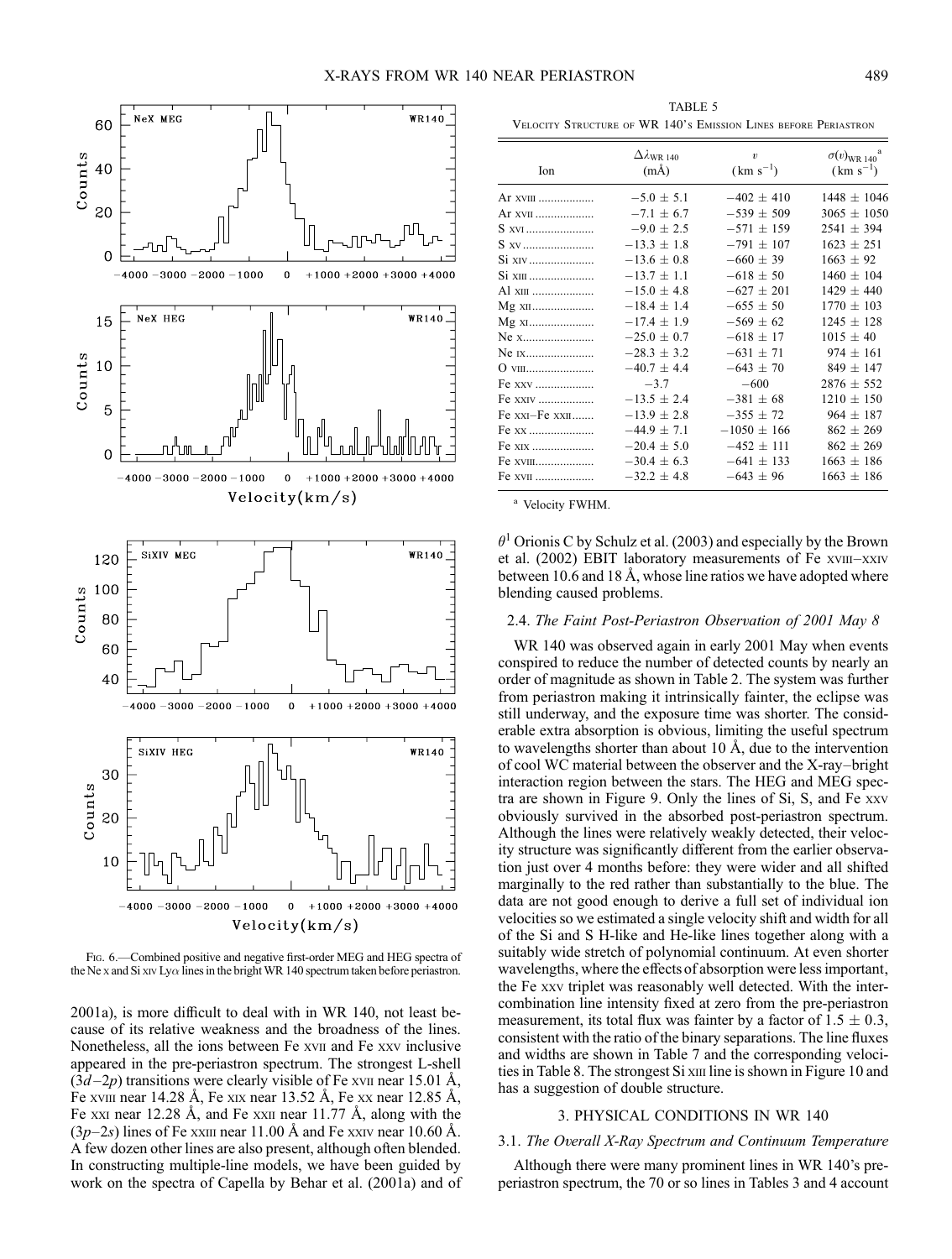Fig. 6.—Combined positive and negative first-order MEG and HEG spectra of the Ne x and Si xiv Ly$\alpha$ lines in the bright WR 140 spectrum taken before periastron.

2001a), is more difficult to deal with in WR 140, not least because of its relative weakness and the broadness of the lines. Nonetheless, all the ions between Fe xvii and Fe xxv inclusive appeared in the pre-periastron spectrum. The strongest L-shell ($3d$–$2p$) transitions were clearly visible of Fe xvii near 15.01 Å, Fe xviii near 14.28 Å, Fe xix near 13.52 Å, Fe xx near 12.85 Å, Fe xxi near 12.28 Å, and Fe xxii near 11.77 Å, along with the ($3p$–$2s$) lines of Fe xxiii near 11.00 Å and Fe xxiv near 10.60 Å. A few dozen other lines are also present, although often blended. In constructing multiple-line models, we have been guided by work on the spectra of Capella by Behar et al. (2001a) and of $\theta^1$ Orionis C by Schulz et al. (2003) and especially by the Brown et al. (2002) EBIT laboratory measurements of Fe xviii–xxiv between 10.6 and 18 Å, whose line ratios we have adopted where blending caused problems.

TABLE 5

Velocity Structure of WR 140's Emission Lines before Periastron

| Ion | $\Delta\lambda_{\rm WR\,140}$ (mÅ) | $v$ (km s$^{-1}$) | $\sigma(v)_{\rm WR\,140}$[a] (km s$^{-1}$) |
|---|---|---|---|
| Ar xviii | −5.0 ± 5.1 | −402 ± 410 | 1448 ± 1046 |
| Ar xvii | −7.1 ± 6.7 | −539 ± 509 | 3065 ± 1050 |
| S xvi | −9.0 ± 2.5 | −571 ± 159 | 2541 ± 394 |
| S xv | −13.3 ± 1.8 | −791 ± 107 | 1623 ± 251 |
| Si xiv | −13.6 ± 0.8 | −660 ± 39 | 1663 ± 92 |
| Si xiii | −13.7 ± 1.1 | −618 ± 50 | 1460 ± 104 |
| Al xiii | −15.0 ± 4.8 | −627 ± 201 | 1429 ± 440 |
| Mg xii | −18.4 ± 1.4 | −655 ± 50 | 1770 ± 103 |
| Mg xi | −17.4 ± 1.9 | −569 ± 62 | 1245 ± 128 |
| Ne x | −25.0 ± 0.7 | −618 ± 17 | 1015 ± 40 |
| Ne ix | −28.3 ± 3.2 | −631 ± 71 | 974 ± 161 |
| O viii | −40.7 ± 4.4 | −643 ± 70 | 849 ± 147 |
| Fe xxv | −3.7 | −600 | 2876 ± 552 |
| Fe xxiv | −13.5 ± 2.4 | −381 ± 68 | 1210 ± 150 |
| Fe xxi–Fe xxii | −13.9 ± 2.8 | −355 ± 72 | 964 ± 187 |
| Fe xx | −44.9 ± 7.1 | −1050 ± 166 | 862 ± 269 |
| Fe xix | −20.4 ± 5.0 | −452 ± 111 | 862 ± 269 |
| Fe xviii | −30.4 ± 6.3 | −641 ± 133 | 1663 ± 186 |
| Fe xvii | −32.2 ± 4.8 | −643 ± 96 | 1663 ± 186 |

[a] Velocity FWHM.

### 2.4. *The Faint Post-Periastron Observation of 2001 May 8*

WR 140 was observed again in early 2001 May when events conspired to reduce the number of detected counts by nearly an order of magnitude as shown in Table 2. The system was further from periastron making it intrinsically fainter, the eclipse was still underway, and the exposure time was shorter. The considerable extra absorption is obvious, limiting the useful spectrum to wavelengths shorter than about 10 Å, due to the intervention of cool WC material between the observer and the X-ray–bright interaction region between the stars. The HEG and MEG spectra are shown in Figure 9. Only the lines of Si, S, and Fe xxv obviously survived in the absorbed post-periastron spectrum. Although the lines were relatively weakly detected, their velocity structure was significantly different from the earlier observation just over 4 months before: they were wider and all shifted marginally to the red rather than substantially to the blue. The data are not good enough to derive a full set of individual ion velocities so we estimated a single velocity shift and width for all of the Si and S H-like and He-like lines together along with a suitably wide stretch of polynomial continuum. At even shorter wavelengths, where the effects of absorption were less important, the Fe xxv triplet was reasonably well detected. With the intercombination line intensity fixed at zero from the pre-periastron measurement, its total flux was fainter by a factor of 1.5 ± 0.3, consistent with the ratio of the binary separations. The line fluxes and widths are shown in Table 7 and the corresponding velocities in Table 8. The strongest Si xiii line is shown in Figure 10 and has a suggestion of double structure.

## 3. PHYSICAL CONDITIONS IN WR 140

### 3.1. *The Overall X-Ray Spectrum and Continuum Temperature*

Although there were many prominent lines in WR 140's pre-periastron spectrum, the 70 or so lines in Tables 3 and 4 account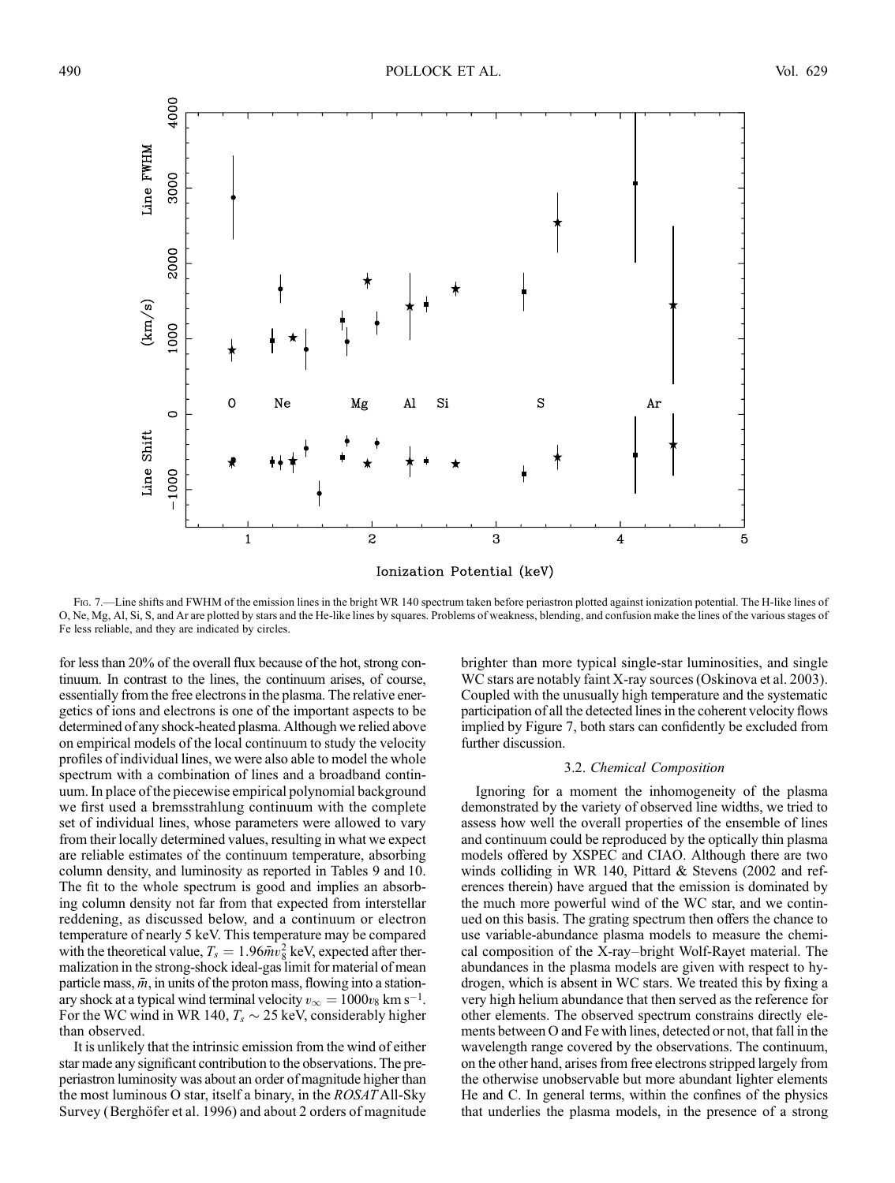Fig. 7.—Line shifts and FWHM of the emission lines in the bright WR 140 spectrum taken before periastron plotted against ionization potential. The H-like lines of O, Ne, Mg, Al, Si, S, and Ar are plotted by stars and the He-like lines by squares. Problems of weakness, blending, and confusion make the lines of the various stages of Fe less reliable, and they are indicated by circles.

for less than 20% of the overall flux because of the hot, strong continuum. In contrast to the lines, the continuum arises, of course, essentially from the free electrons in the plasma. The relative energetics of ions and electrons is one of the important aspects to be determined of any shock-heated plasma. Although we relied above on empirical models of the local continuum to study the velocity profiles of individual lines, we were also able to model the whole spectrum with a combination of lines and a broadband continuum. In place of the piecewise empirical polynomial background we first used a bremsstrahlung continuum with the complete set of individual lines, whose parameters were allowed to vary from their locally determined values, resulting in what we expect are reliable estimates of the continuum temperature, absorbing column density, and luminosity as reported in Tables 9 and 10. The fit to the whole spectrum is good and implies an absorbing column density not far from that expected from interstellar reddening, as discussed below, and a continuum or electron temperature of nearly 5 keV. This temperature may be compared with the theoretical value, $T_s = 1.96\bar{m}v_8^2$ keV, expected after thermalization in the strong-shock ideal-gas limit for material of mean particle mass, $\bar{m}$, in units of the proton mass, flowing into a stationary shock at a typical wind terminal velocity $v_\infty = 1000v_8$ km s$^{-1}$. For the WC wind in WR 140, $T_s \sim 25$ keV, considerably higher than observed.

It is unlikely that the intrinsic emission from the wind of either star made any significant contribution to the observations. The preperiastron luminosity was about an order of magnitude higher than the most luminous O star, itself a binary, in the *ROSAT* All-Sky Survey (Berghöfer et al. 1996) and about 2 orders of magnitude brighter than more typical single-star luminosities, and single WC stars are notably faint X-ray sources (Oskinova et al. 2003). Coupled with the unusually high temperature and the systematic participation of all the detected lines in the coherent velocity flows implied by Figure 7, both stars can confidently be excluded from further discussion.

### 3.2. *Chemical Composition*

Ignoring for a moment the inhomogeneity of the plasma demonstrated by the variety of observed line widths, we tried to assess how well the overall properties of the ensemble of lines and continuum could be reproduced by the optically thin plasma models offered by XSPEC and CIAO. Although there are two winds colliding in WR 140, Pittard & Stevens (2002 and references therein) have argued that the emission is dominated by the much more powerful wind of the WC star, and we continued on this basis. The grating spectrum then offers the chance to use variable-abundance plasma models to measure the chemical composition of the X-ray–bright Wolf-Rayet material. The abundances in the plasma models are given with respect to hydrogen, which is absent in WC stars. We treated this by fixing a very high helium abundance that then served as the reference for other elements. The observed spectrum constrains directly elements between O and Fe with lines, detected or not, that fall in the wavelength range covered by the observations. The continuum, on the other hand, arises from free electrons stripped largely from the otherwise unobservable but more abundant lighter elements He and C. In general terms, within the confines of the physics that underlies the plasma models, in the presence of a strong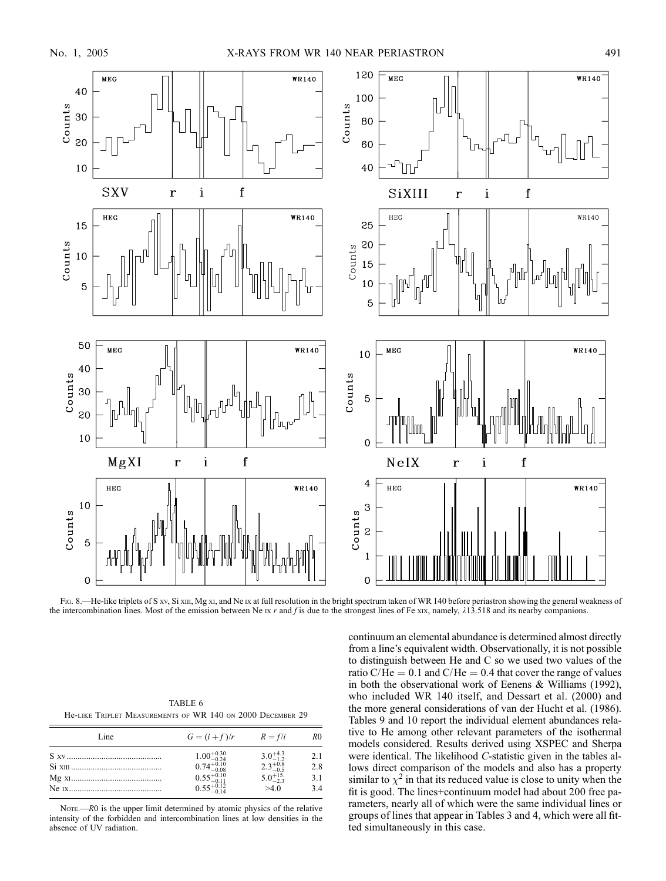FIG. 8.—He-like triplets of S XV, Si XIII, Mg XI, and Ne IX at full resolution in the bright spectrum taken of WR 140 before periastron showing the general weakness of the intercombination lines. Most of the emission between Ne IX *r* and *f* is due to the strongest lines of Fe XIX, namely, λ13.518 and its nearby companions.

TABLE 6
He-LIKE TRIPLET MEASUREMENTS OF WR 140 ON 2000 DECEMBER 29

| Line | $G = (i + f)/r$ | $R = f/i$ | $R0$ |
|---|---|---|---|
| S XV | $1.00^{+0.30}_{-0.24}$ | $3.0^{+4.3}_{-1.2}$ | 2.1 |
| Si XIII | $0.74^{+0.10}_{-0.08}$ | $2.3^{+0.8}_{-0.5}$ | 2.8 |
| Mg XI | $0.55^{+0.10}_{-0.11}$ | $5.0^{+15.}_{-2.3}$ | 3.1 |
| Ne IX | $0.55^{+0.12}_{-0.14}$ | >4.0 | 3.4 |

NOTE.—*R*0 is the upper limit determined by atomic physics of the relative intensity of the forbidden and intercombination lines at low densities in the absence of UV radiation.

continuum an elemental abundance is determined almost directly from a line's equivalent width. Observationally, it is not possible to distinguish between He and C so we used two values of the ratio C/He = 0.1 and C/He = 0.4 that cover the range of values in both the observational work of Eenens & Williams (1992), who included WR 140 itself, and Dessart et al. (2000) and the more general considerations of van der Hucht et al. (1986). Tables 9 and 10 report the individual element abundances relative to He among other relevant parameters of the isothermal models considered. Results derived using XSPEC and Sherpa were identical. The likelihood *C*-statistic given in the tables allows direct comparison of the models and also has a property similar to $\chi^2$ in that its reduced value is close to unity when the fit is good. The lines+continuum model had about 200 free parameters, nearly all of which were the same individual lines or groups of lines that appear in Tables 3 and 4, which were all fitted simultaneously in this case.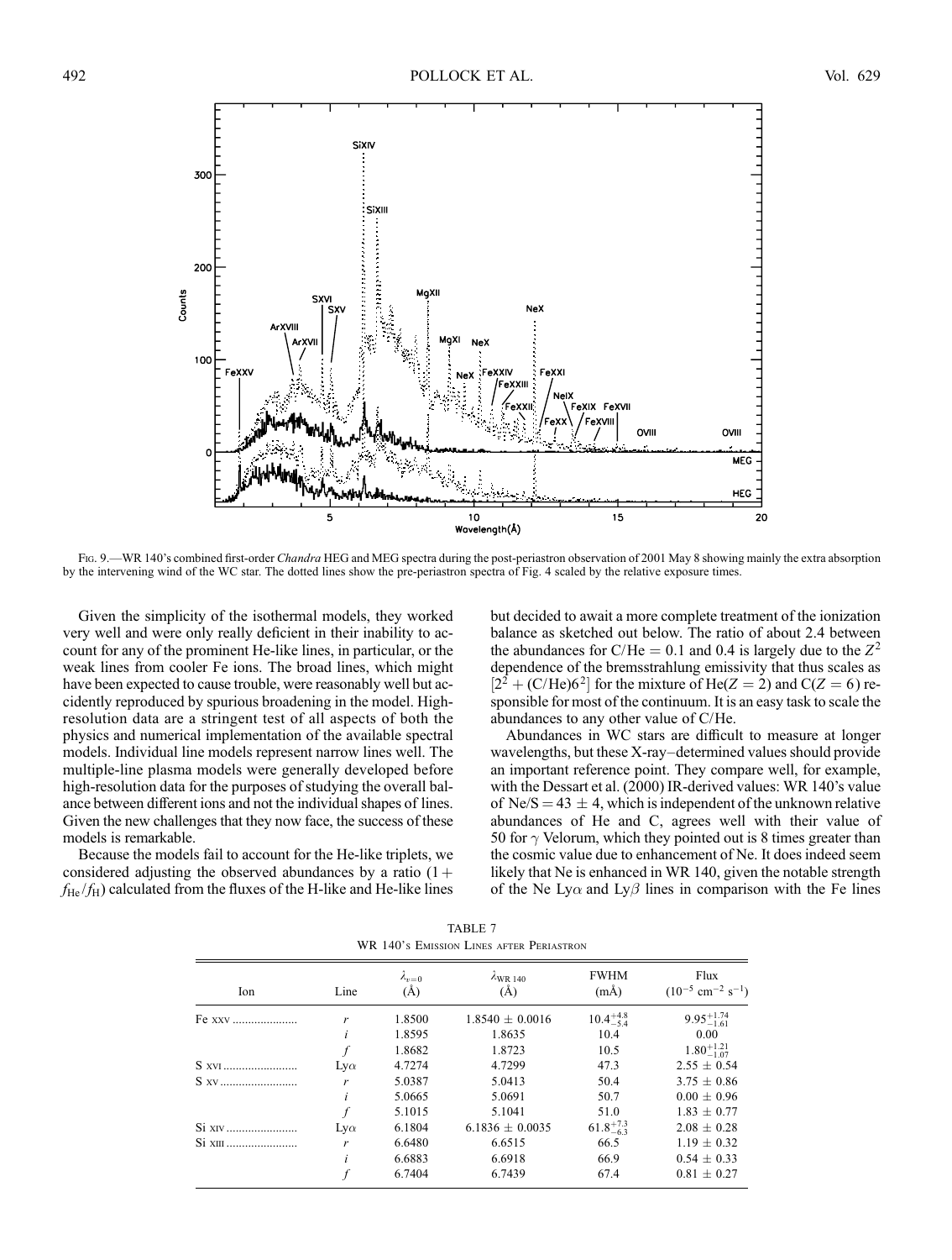FIG. 9.—WR 140's combined first-order *Chandra* HEG and MEG spectra during the post-periastron observation of 2001 May 8 showing mainly the extra absorption by the intervening wind of the WC star. The dotted lines show the pre-periastron spectra of Fig. 4 scaled by the relative exposure times.

Given the simplicity of the isothermal models, they worked very well and were only really deficient in their inability to account for any of the prominent He-like lines, in particular, or the weak lines from cooler Fe ions. The broad lines, which might have been expected to cause trouble, were reasonably well but accidently reproduced by spurious broadening in the model. High-resolution data are a stringent test of all aspects of both the physics and numerical implementation of the available spectral models. Individual line models represent narrow lines well. The multiple-line plasma models were generally developed before high-resolution data for the purposes of studying the overall balance between different ions and not the individual shapes of lines. Given the new challenges that they now face, the success of these models is remarkable.

Because the models fail to account for the He-like triplets, we considered adjusting the observed abundances by a ratio $(1 + f_{\rm He}/f_{\rm H})$ calculated from the fluxes of the H-like and He-like lines but decided to await a more complete treatment of the ionization balance as sketched out below. The ratio of about 2.4 between the abundances for C/He = 0.1 and 0.4 is largely due to the $Z^2$ dependence of the bremsstrahlung emissivity that thus scales as $[2^2 + ({\rm C/He})6^2]$ for the mixture of He($Z = 2$) and C($Z = 6$) responsible for most of the continuum. It is an easy task to scale the abundances to any other value of C/He.

Abundances in WC stars are difficult to measure at longer wavelengths, but these X-ray–determined values should provide an important reference point. They compare well, for example, with the Dessart et al. (2000) IR-derived values: WR 140's value of Ne/S = 43 ± 4, which is independent of the unknown relative abundances of He and C, agrees well with their value of 50 for $\gamma$ Velorum, which they pointed out is 8 times greater than the cosmic value due to enhancement of Ne. It does indeed seem likely that Ne is enhanced in WR 140, given the notable strength of the Ne Ly$\alpha$ and Ly$\beta$ lines in comparison with the Fe lines

TABLE 7
WR 140's Emission Lines after Periastron

| Ion | Line | $\lambda_{v=0}$ (Å) | $\lambda_{\rm WR\,140}$ (Å) | FWHM (mÅ) | Flux ($10^{-5}$ cm$^{-2}$ s$^{-1}$) |
|---|---|---|---|---|---|
| Fe XXV | $r$ | 1.8500 | 1.8540 ± 0.0016 | $10.4^{+4.8}_{-5.4}$ | $9.95^{+1.74}_{-1.61}$ |
| | $i$ | 1.8595 | 1.8635 | 10.4 | 0.00 |
| | $f$ | 1.8682 | 1.8723 | 10.5 | $1.80^{+1.21}_{-1.07}$ |
| S XVI | Ly$\alpha$ | 4.7274 | 4.7299 | 47.3 | 2.55 ± 0.54 |
| S XV | $r$ | 5.0387 | 5.0413 | 50.4 | 3.75 ± 0.86 |
| | $i$ | 5.0665 | 5.0691 | 50.7 | 0.00 ± 0.96 |
| | $f$ | 5.1015 | 5.1041 | 51.0 | 1.83 ± 0.77 |
| Si XIV | Ly$\alpha$ | 6.1804 | 6.1836 ± 0.0035 | $61.8^{+7.3}_{-6.3}$ | 2.08 ± 0.28 |
| Si XIII | $r$ | 6.6480 | 6.6515 | 66.5 | 1.19 ± 0.32 |
| | $i$ | 6.6883 | 6.6918 | 66.9 | 0.54 ± 0.33 |
| | $f$ | 6.7404 | 6.7439 | 67.4 | 0.81 ± 0.27 |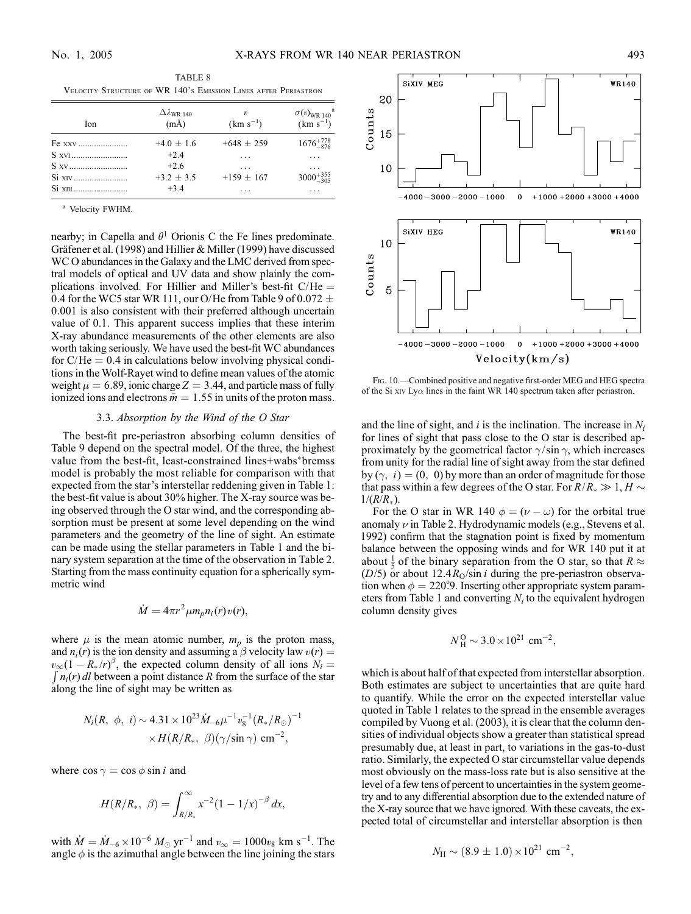TABLE 8

Velocity Structure of WR 140's Emission Lines after Periastron

| Ion | $\Delta\lambda_{\rm WR\,140}$ (mÅ) | $v$ (km s$^{-1}$) | $\sigma(v)_{\rm WR\,140}$[a] (km s$^{-1}$) |
|---|---|---|---|
| Fe XXV | $+4.0 \pm 1.6$ | $+648 \pm 259$ | $1676^{+778}_{-876}$ |
| S XVI | +2.4 | ... | ... |
| S XV | +2.6 | ... | ... |
| Si XIV | $+3.2 \pm 3.5$ | $+159 \pm 167$ | $3000^{+355}_{-305}$ |
| Si XIII | +3.4 | ... | ... |

[a] Velocity FWHM.

nearby; in Capella and $\theta^1$ Orionis C the Fe lines predominate. Gräfener et al. (1998) and Hillier & Miller (1999) have discussed WC O abundances in the Galaxy and the LMC derived from spectral models of optical and UV data and show plainly the complications involved. For Hillier and Miller's best-fit C/He = 0.4 for the WC5 star WR 111, our O/He from Table 9 of $0.072 \pm 0.001$ is also consistent with their preferred although uncertain value of 0.1. This apparent success implies that these interim X-ray abundance measurements of the other elements are also worth taking seriously. We have used the best-fit WC abundances for C/He = 0.4 in calculations below involving physical conditions in the Wolf-Rayet wind to define mean values of the atomic weight $\mu = 6.89$, ionic charge $Z = 3.44$, and particle mass of fully ionized ions and electrons $\bar{m} = 1.55$ in units of the proton mass.

### 3.3. *Absorption by the Wind of the O Star*

The best-fit pre-periastron absorbing column densities of Table 9 depend on the spectral model. Of the three, the highest value from the best-fit, least-constrained lines+wabs*bremss model is probably the most reliable for comparison with that expected from the star's interstellar reddening given in Table 1: the best-fit value is about 30% higher. The X-ray source was being observed through the O star wind, and the corresponding absorption must be present at some level depending on the wind parameters and the geometry of the line of sight. An estimate can be made using the stellar parameters in Table 1 and the binary system separation at the time of the observation in Table 2. Starting from the mass continuity equation for a spherically symmetric wind

$$\dot{M} = 4\pi r^2 \mu m_p n_i(r) v(r),$$

where $\mu$ is the mean atomic number, $m_p$ is the proton mass, and $n_i(r)$ is the ion density and assuming a $\beta$ velocity law $v(r) = v_\infty(1 - R_*/r)^\beta$, the expected column density of all ions $N_i = \int n_i(r)\, dl$ between a point distance $R$ from the surface of the star along the line of sight may be written as

$$N_i(R,\ \phi,\ i) \sim 4.31 \times 10^{23} \dot{M}_{-6} \mu^{-1} v_8^{-1} (R_*/R_\odot)^{-1} \times H(R/R_*,\ \beta)(\gamma/\sin\gamma)\ {\rm cm}^{-2},$$

where $\cos\gamma = \cos\phi \sin i$ and

$$H(R/R_*,\ \beta) = \int_{R/R_*}^{\infty} x^{-2}(1 - 1/x)^{-\beta}\, dx,$$

with $\dot{M} = \dot{M}_{-6} \times 10^{-6}\ M_\odot\ {\rm yr}^{-1}$ and $v_\infty = 1000 v_8$ km s$^{-1}$. The angle $\phi$ is the azimuthal angle between the line joining the stars and the line of sight, and $i$ is the inclination. The increase in $N_i$ for lines of sight that pass close to the O star is described approximately by the geometrical factor $\gamma/\sin\gamma$, which increases from unity for the radial line of sight away from the star defined by $(\gamma,\ i) = (0,\ 0)$ by more than an order of magnitude for those that pass within a few degrees of the O star. For $R/R_* \gg 1$, $H \sim 1/(R/R_*)$.

For the O star in WR 140 $\phi = (\nu - \omega)$ for the orbital true anomaly $\nu$ in Table 2. Hydrodynamic models (e.g., Stevens et al. 1992) confirm that the stagnation point is fixed by momentum balance between the opposing winds and for WR 140 put it at about $\frac{1}{5}$ of the binary separation from the O star, so that $R \approx (D/5)$ or about $12.4 R_{\rm O}/\sin i$ during the pre-periastron observation when $\phi = 220.9°$. Inserting other appropriate system parameters from Table 1 and converting $N_i$ to the equivalent hydrogen column density gives

$$N_{\rm H}^{\rm O} \sim 3.0 \times 10^{21}\ {\rm cm}^{-2},$$

which is about half of that expected from interstellar absorption. Both estimates are subject to uncertainties that are quite hard to quantify. While the error on the expected interstellar value quoted in Table 1 relates to the spread in the ensemble averages compiled by Vuong et al. (2003), it is clear that the column densities of individual objects show a greater than statistical spread presumably due, at least in part, to variations in the gas-to-dust ratio. Similarly, the expected O star circumstellar value depends most obviously on the mass-loss rate but is also sensitive at the level of a few tens of percent to uncertainties in the system geometry and to any differential absorption due to the extended nature of the X-ray source that we have ignored. With these caveats, the expected total of circumstellar and interstellar absorption is then

$$N_{\rm H} \sim (8.9 \pm 1.0) \times 10^{21}\ {\rm cm}^{-2},$$

Fig. 10.—Combined positive and negative first-order MEG and HEG spectra of the Si XIV Ly$\alpha$ lines in the faint WR 140 spectrum taken after periastron.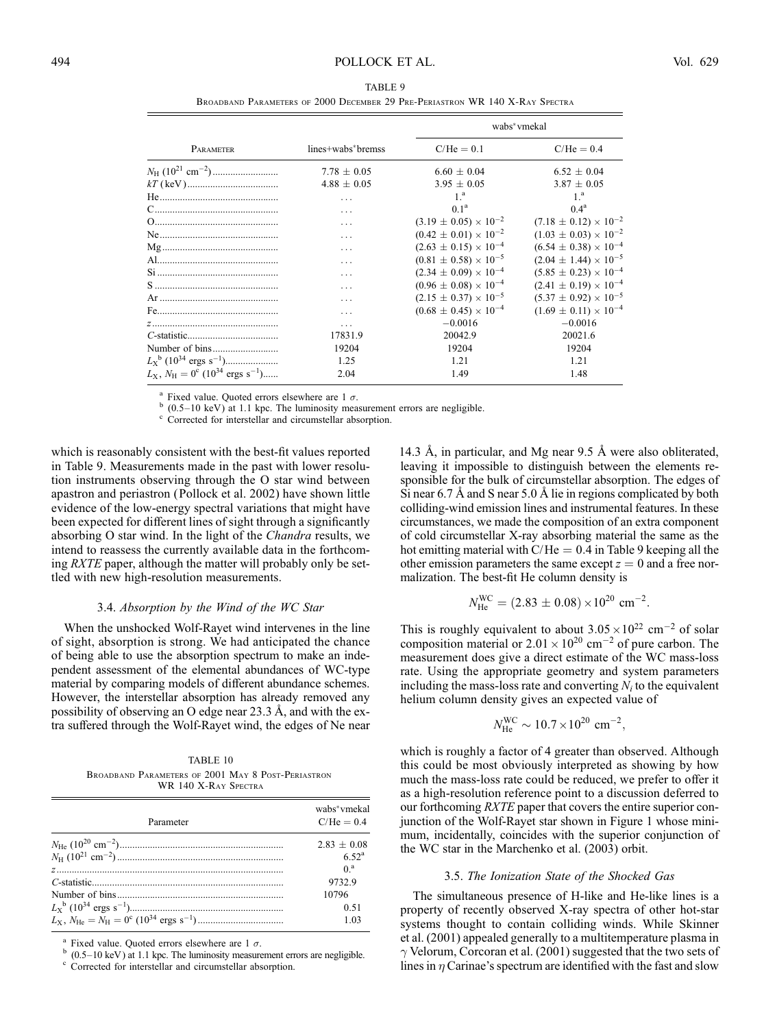TABLE 9

Broadband Parameters of 2000 December 29 Pre-Periastron WR 140 X-Ray Spectra

| Parameter | lines+wabs*bremss | wabs*vmekal C/He = 0.1 | wabs*vmekal C/He = 0.4 |
|---|---|---|---|
| $N_{\rm H}$ ($10^{21}$ cm$^{-2}$) | 7.78 ± 0.05 | 6.60 ± 0.04 | 6.52 ± 0.04 |
| $kT$ (keV) | 4.88 ± 0.05 | 3.95 ± 0.05 | 3.87 ± 0.05 |
| He | ... | 1.[a] | 1.[a] |
| C | ... | 0.1[a] | 0.4[a] |
| O | ... | $(3.19 \pm 0.05) \times 10^{-2}$ | $(7.18 \pm 0.12) \times 10^{-2}$ |
| Ne | ... | $(0.42 \pm 0.01) \times 10^{-2}$ | $(1.03 \pm 0.03) \times 10^{-2}$ |
| Mg | ... | $(2.63 \pm 0.15) \times 10^{-4}$ | $(6.54 \pm 0.38) \times 10^{-4}$ |
| Al | ... | $(0.81 \pm 0.58) \times 10^{-5}$ | $(2.04 \pm 1.44) \times 10^{-5}$ |
| Si | ... | $(2.34 \pm 0.09) \times 10^{-4}$ | $(5.85 \pm 0.23) \times 10^{-4}$ |
| S | ... | $(0.96 \pm 0.08) \times 10^{-4}$ | $(2.41 \pm 0.19) \times 10^{-4}$ |
| Ar | ... | $(2.15 \pm 0.37) \times 10^{-5}$ | $(5.37 \pm 0.92) \times 10^{-5}$ |
| Fe | ... | $(0.68 \pm 0.45) \times 10^{-4}$ | $(1.69 \pm 0.11) \times 10^{-4}$ |
| $z$ | ... | −0.0016 | −0.0016 |
| C-statistic | 17831.9 | 20042.9 | 20021.6 |
| Number of bins | 19204 | 19204 | 19204 |
| $L_{\rm X}$[b] ($10^{34}$ ergs s$^{-1}$) | 1.25 | 1.21 | 1.21 |
| $L_{\rm X}$, $N_{\rm H} = 0$[c] ($10^{34}$ ergs s$^{-1}$) | 2.04 | 1.49 | 1.48 |

[a] Fixed value. Quoted errors elsewhere are 1 $\sigma$.
[b] (0.5–10 keV) at 1.1 kpc. The luminosity measurement errors are negligible.
[c] Corrected for interstellar and circumstellar absorption.

which is reasonably consistent with the best-fit values reported in Table 9. Measurements made in the past with lower resolution instruments observing through the O star wind between apastron and periastron (Pollock et al. 2002) have shown little evidence of the low-energy spectral variations that might have been expected for different lines of sight through a significantly absorbing O star wind. In the light of the *Chandra* results, we intend to reassess the currently available data in the forthcoming *RXTE* paper, although the matter will probably only be settled with new high-resolution measurements.

### 3.4. *Absorption by the Wind of the WC Star*

When the unshocked Wolf-Rayet wind intervenes in the line of sight, absorption is strong. We had anticipated the chance of being able to use the absorption spectrum to make an independent assessment of the elemental abundances of WC-type material by comparing models of different abundance schemes. However, the interstellar absorption has already removed any possibility of observing an O edge near 23.3 Å, and with the extra suffered through the Wolf-Rayet wind, the edges of Ne near 14.3 Å, in particular, and Mg near 9.5 Å were also obliterated, leaving it impossible to distinguish between the elements responsible for the bulk of circumstellar absorption. The edges of Si near 6.7 Å and S near 5.0 Å lie in regions complicated by both colliding-wind emission lines and instrumental features. In these circumstances, we made the composition of an extra component of cold circumstellar X-ray absorbing material the same as the hot emitting material with C/He = 0.4 in Table 9 keeping all the other emission parameters the same except $z = 0$ and a free normalization. The best-fit He column density is

$$N_{\rm He}^{\rm WC} = (2.83 \pm 0.08) \times 10^{20}\ {\rm cm}^{-2}.$$

This is roughly equivalent to about $3.05 \times 10^{22}$ cm$^{-2}$ of solar composition material or $2.01 \times 10^{20}$ cm$^{-2}$ of pure carbon. The measurement does give a direct estimate of the WC mass-loss rate. Using the appropriate geometry and system parameters including the mass-loss rate and converting $N_i$ to the equivalent helium column density gives an expected value of

$$N_{\rm He}^{\rm WC} \sim 10.7 \times 10^{20}\ {\rm cm}^{-2},$$

which is roughly a factor of 4 greater than observed. Although this could be most obviously interpreted as showing by how much the mass-loss rate could be reduced, we prefer to offer it as a high-resolution reference point to a discussion deferred to our forthcoming *RXTE* paper that covers the entire superior conjunction of the Wolf-Rayet star shown in Figure 1 whose minimum, incidentally, coincides with the superior conjunction of the WC star in the Marchenko et al. (2003) orbit.

TABLE 10

Broadband Parameters of 2001 May 8 Post-Periastron WR 140 X-Ray Spectra

| Parameter | wabs*vmekal C/He = 0.4 |
|---|---|
| $N_{\rm He}$ ($10^{20}$ cm$^{-2}$) | 2.83 ± 0.08 |
| $N_{\rm H}$ ($10^{21}$ cm$^{-2}$) | 6.52[a] |
| $z$ | 0.[a] |
| C-statistic | 9732.9 |
| Number of bins | 10796 |
| $L_{\rm X}$[b] ($10^{34}$ ergs s$^{-1}$) | 0.51 |
| $L_{\rm X}$, $N_{\rm He} = N_{\rm H} = 0$[c] ($10^{34}$ ergs s$^{-1}$) | 1.03 |

[a] Fixed value. Quoted errors elsewhere are 1 $\sigma$.
[b] (0.5–10 keV) at 1.1 kpc. The luminosity measurement errors are negligible.
[c] Corrected for interstellar and circumstellar absorption.

### 3.5. *The Ionization State of the Shocked Gas*

The simultaneous presence of H-like and He-like lines is a property of recently observed X-ray spectra of other hot-star systems thought to contain colliding winds. While Skinner et al. (2001) appealed generally to a multitemperature plasma in $\gamma$ Velorum, Corcoran et al. (2001) suggested that the two sets of lines in $\eta$ Carinae's spectrum are identified with the fast and slow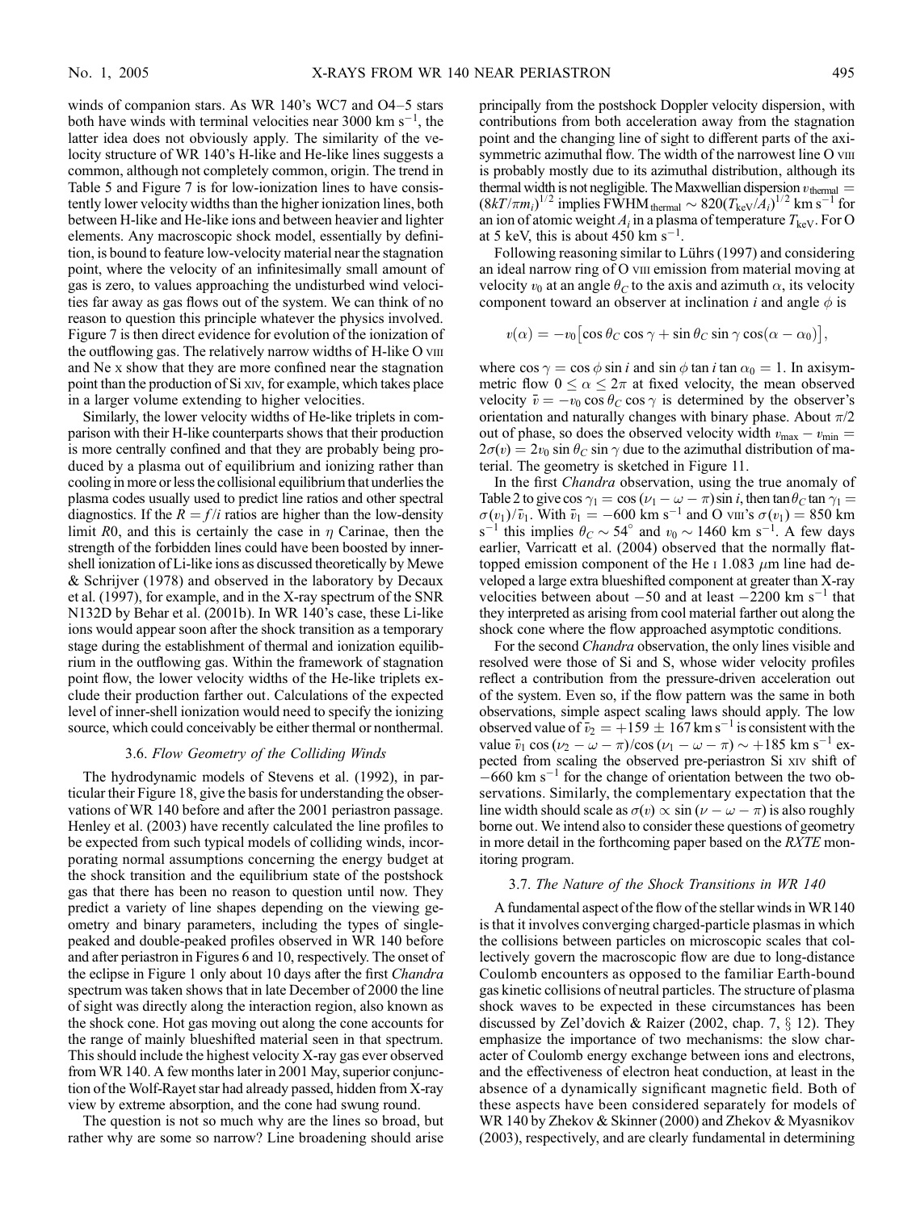winds of companion stars. As WR 140's WC7 and O4–5 stars both have winds with terminal velocities near 3000 km $s^{-1}$, the latter idea does not obviously apply. The similarity of the velocity structure of WR 140's H-like and He-like lines suggests a common, although not completely common, origin. The trend in Table 5 and Figure 7 is for low-ionization lines to have consistently lower velocity widths than the higher ionization lines, both between H-like and He-like ions and between heavier and lighter elements. Any macroscopic shock model, essentially by definition, is bound to feature low-velocity material near the stagnation point, where the velocity of an infinitesimally small amount of gas is zero, to values approaching the undisturbed wind velocities far away as gas flows out of the system. We can think of no reason to question this principle whatever the physics involved. Figure 7 is then direct evidence for evolution of the ionization of the outflowing gas. The relatively narrow widths of H-like O VIII and Ne X show that they are more confined near the stagnation point than the production of Si XIV, for example, which takes place in a larger volume extending to higher velocities.

Similarly, the lower velocity widths of He-like triplets in comparison with their H-like counterparts shows that their production is more centrally confined and that they are probably being produced by a plasma out of equilibrium and ionizing rather than cooling in more or less the collisional equilibrium that underlies the plasma codes usually used to predict line ratios and other spectral diagnostics. If the $R = f/i$ ratios are higher than the low-density limit $R0$, and this is certainly the case in $\eta$ Carinae, then the strength of the forbidden lines could have been boosted by inner-shell ionization of Li-like ions as discussed theoretically by Mewe & Schrijver (1978) and observed in the laboratory by Decaux et al. (1997), for example, and in the X-ray spectrum of the SNR N132D by Behar et al. (2001b). In WR 140's case, these Li-like ions would appear soon after the shock transition as a temporary stage during the establishment of thermal and ionization equilibrium in the outflowing gas. Within the framework of stagnation point flow, the lower velocity widths of the He-like triplets exclude their production farther out. Calculations of the expected level of inner-shell ionization would need to specify the ionizing source, which could conceivably be either thermal or nonthermal.

### 3.6. *Flow Geometry of the Colliding Winds*

The hydrodynamic models of Stevens et al. (1992), in particular their Figure 18, give the basis for understanding the observations of WR 140 before and after the 2001 periastron passage. Henley et al. (2003) have recently calculated the line profiles to be expected from such typical models of colliding winds, incorporating normal assumptions concerning the energy budget at the shock transition and the equilibrium state of the postshock gas that there has been no reason to question until now. They predict a variety of line shapes depending on the viewing geometry and binary parameters, including the types of single-peaked and double-peaked profiles observed in WR 140 before and after periastron in Figures 6 and 10, respectively. The onset of the eclipse in Figure 1 only about 10 days after the first *Chandra* spectrum was taken shows that in late December of 2000 the line of sight was directly along the interaction region, also known as the shock cone. Hot gas moving out along the cone accounts for the range of mainly blueshifted material seen in that spectrum. This should include the highest velocity X-ray gas ever observed from WR 140. A few months later in 2001 May, superior conjunction of the Wolf-Rayet star had already passed, hidden from X-ray view by extreme absorption, and the cone had swung round.

The question is not so much why are the lines so broad, but rather why are some so narrow? Line broadening should arise principally from the postshock Doppler velocity dispersion, with contributions from both acceleration away from the stagnation point and the changing line of sight to different parts of the axisymmetric azimuthal flow. The width of the narrowest line O VIII is probably mostly due to its azimuthal distribution, although its thermal width is not negligible. The Maxwellian dispersion $v_{\rm thermal} = (8kT/\pi m_i)^{1/2}$ implies FWHM$_{\rm thermal} \sim 820(T_{\rm keV}/A_i)^{1/2}$ km $s^{-1}$ for an ion of atomic weight $A_i$ in a plasma of temperature $T_{\rm keV}$. For O at 5 keV, this is about 450 km $s^{-1}$.

Following reasoning similar to Lührs (1997) and considering an ideal narrow ring of O VIII emission from material moving at velocity $v_0$ at an angle $\theta_C$ to the axis and azimuth $\alpha$, its velocity component toward an observer at inclination $i$ and angle $\phi$ is

$$v(\alpha) = -v_0\left[\cos\theta_C \cos\gamma + \sin\theta_C \sin\gamma \cos(\alpha - \alpha_0)\right],$$

where $\cos\gamma = \cos\phi \sin i$ and $\sin\phi \tan i \tan\alpha_0 = 1$. In axisymmetric flow $0 \leq \alpha \leq 2\pi$ at fixed velocity, the mean observed velocity $\bar{v} = -v_0 \cos\theta_C \cos\gamma$ is determined by the observer's orientation and naturally changes with binary phase. About $\pi/2$ out of phase, so does the observed velocity width $v_{\rm max} - v_{\rm min} = 2\sigma(v) = 2v_0 \sin\theta_C \sin\gamma$ due to the azimuthal distribution of material. The geometry is sketched in Figure 11.

In the first *Chandra* observation, using the true anomaly of Table 2 to give $\cos\gamma_1 = \cos(\nu_1 - \omega - \pi)\sin i$, then $\tan\theta_C \tan\gamma_1 = \sigma(v_1)/\bar{v}_1$. With $\bar{v}_1 = -600$ km $s^{-1}$ and O VIII's $\sigma(v_1) = 850$ km $s^{-1}$ this implies $\theta_C \sim 54°$ and $v_0 \sim 1460$ km $s^{-1}$. A few days earlier, Varricatt et al. (2004) observed that the normally flat-topped emission component of the He I 1.083 $\mu$m line had developed a large extra blueshifted component at greater than X-ray velocities between about $-50$ and at least $-2200$ km $s^{-1}$ that they interpreted as arising from cool material farther out along the shock cone where the flow approached asymptotic conditions.

For the second *Chandra* observation, the only lines visible and resolved were those of Si and S, whose wider velocity profiles reflect a contribution from the pressure-driven acceleration out of the system. Even so, if the flow pattern was the same in both observations, simple aspect scaling laws should apply. The low observed value of $\bar{v}_2 = +159 \pm 167$ km $s^{-1}$ is consistent with the value $\bar{v}_1 \cos(\nu_2 - \omega - \pi)/\cos(\nu_1 - \omega - \pi) \sim +185$ km $s^{-1}$ expected from scaling the observed pre-periastron Si XIV shift of $-660$ km $s^{-1}$ for the change of orientation between the two observations. Similarly, the complementary expectation that the line width should scale as $\sigma(v) \propto \sin(\nu - \omega - \pi)$ is also roughly borne out. We intend also to consider these questions of geometry in more detail in the forthcoming paper based on the *RXTE* monitoring program.

### 3.7. *The Nature of the Shock Transitions in WR 140*

A fundamental aspect of the flow of the stellar winds in WR 140 is that it involves converging charged-particle plasmas in which the collisions between particles on microscopic scales that collectively govern the macroscopic flow are due to long-distance Coulomb encounters as opposed to the familiar Earth-bound gas kinetic collisions of neutral particles. The structure of plasma shock waves to be expected in these circumstances has been discussed by Zel'dovich & Raizer (2002, chap. 7, § 12). They emphasize the importance of two mechanisms: the slow character of Coulomb energy exchange between ions and electrons, and the effectiveness of electron heat conduction, at least in the absence of a dynamically significant magnetic field. Both of these aspects have been considered separately for models of WR 140 by Zhekov & Skinner (2000) and Zhekov & Myasnikov (2003), respectively, and are clearly fundamental in determining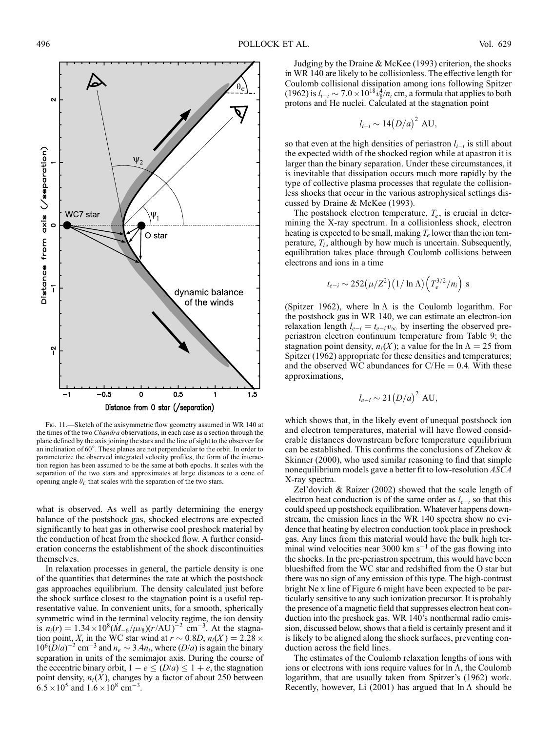FIG. 11.—Sketch of the axisymmetric flow geometry assumed in WR 140 at the times of the two *Chandra* observations, in each case as a section through the plane defined by the axis joining the stars and the line of sight to the observer for an inclination of 60°. These planes are not perpendicular to the orbit. In order to parameterize the observed integrated velocity profiles, the form of the interaction region has been assumed to be the same at both epochs. It scales with the separation of the two stars and approximates at large distances to a cone of opening angle $\theta_C$ that scales with the separation of the two stars.

what is observed. As well as partly determining the energy balance of the postshock gas, shocked electrons are expected significantly to heat gas in otherwise cool preshock material by the conduction of heat from the shocked flow. A further consideration concerns the establishment of the shock discontinuities themselves.

In relaxation processes in general, the particle density is one of the quantities that determines the rate at which the postshock gas approaches equilibrium. The density calculated just before the shock surface closest to the stagnation point is a useful representative value. In convenient units, for a smooth, spherically symmetric wind in the terminal velocity regime, the ion density is $n_i(r) = 1.34 \times 10^8 (\dot{M}_{-6}/\mu v_8)(r/\mathrm{AU})^{-2}$ cm$^{-3}$. At the stagnation point, $X$, in the WC star wind at $r \sim 0.8D$, $n_i(X) = 2.28 \times 10^6 (D/a)^{-2}$ cm$^{-3}$ and $n_e \sim 3.4 n_i$, where $(D/a)$ is again the binary separation in units of the semimajor axis. During the course of the eccentric binary orbit, $1 - e \leq (D/a) \leq 1 + e$, the stagnation point density, $n_i(X)$, changes by a factor of about 250 between $6.5 \times 10^5$ and $1.6 \times 10^8$ cm$^{-3}$.

Judging by the Draine & McKee (1993) criterion, the shocks in WR 140 are likely to be collisionless. The effective length for Coulomb collisional dissipation among ions following Spitzer (1962) is $l_{i-i} \sim 7.0 \times 10^{18} v_8^4/n_i$ cm, a formula that applies to both protons and He nuclei. Calculated at the stagnation point

$$l_{i-i} \sim 14 (D/a)^2 \text{ AU},$$

so that even at the high densities of periastron $l_{i-i}$ is still about the expected width of the shocked region while at apastron it is larger than the binary separation. Under these circumstances, it is inevitable that dissipation occurs much more rapidly by the type of collective plasma processes that regulate the collisionless shocks that occur in the various astrophysical settings discussed by Draine & McKee (1993).

The postshock electron temperature, $T_e$, is crucial in determining the X-ray spectrum. In a collisionless shock, electron heating is expected to be small, making $T_e$ lower than the ion temperature, $T_i$, although by how much is uncertain. Subsequently, equilibration takes place through Coulomb collisions between electrons and ions in a time

$$t_{e-i} \sim 252 (\mu/Z^2)(1/\ln\Lambda)\left(T_e^{3/2}/n_i\right) \text{ s}$$

(Spitzer 1962), where $\ln\Lambda$ is the Coulomb logarithm. For the postshock gas in WR 140, we can estimate an electron-ion relaxation length $l_{e-i} = t_{e-i} v_\infty$ by inserting the observed pre-periastron electron continuum temperature from Table 9; the stagnation point density, $n_i(X)$; a value for the $\ln\Lambda = 25$ from Spitzer (1962) appropriate for these densities and temperatures; and the observed WC abundances for C/He = 0.4. With these approximations,

$$l_{e-i} \sim 21 (D/a)^2 \text{ AU},$$

which shows that, in the likely event of unequal postshock ion and electron temperatures, material will have flowed considerable distances downstream before temperature equilibrium can be established. This confirms the conclusions of Zhekov & Skinner (2000), who used similar reasoning to find that simple nonequilibrium models gave a better fit to low-resolution *ASCA* X-ray spectra.

Zel'dovich & Raizer (2002) showed that the scale length of electron heat conduction is of the same order as $l_{e-i}$ so that this could speed up postshock equilibration. Whatever happens downstream, the emission lines in the WR 140 spectra show no evidence that heating by electron conduction took place in preshock gas. Any lines from this material would have the bulk high terminal wind velocities near 3000 km s$^{-1}$ of the gas flowing into the shocks. In the pre-periastron spectrum, this would have been blueshifted from the WC star and redshifted from the O star but there was no sign of any emission of this type. The high-contrast bright Ne x line of Figure 6 might have been expected to be particularly sensitive to any such ionization precursor. It is probably the presence of a magnetic field that suppresses electron heat conduction into the preshock gas. WR 140's nonthermal radio emission, discussed below, shows that a field is certainly present and it is likely to be aligned along the shock surfaces, preventing conduction across the field lines.

The estimates of the Coulomb relaxation lengths of ions with ions or electrons with ions require values for $\ln\Lambda$, the Coulomb logarithm, that are usually taken from Spitzer's (1962) work. Recently, however, Li (2001) has argued that $\ln\Lambda$ should be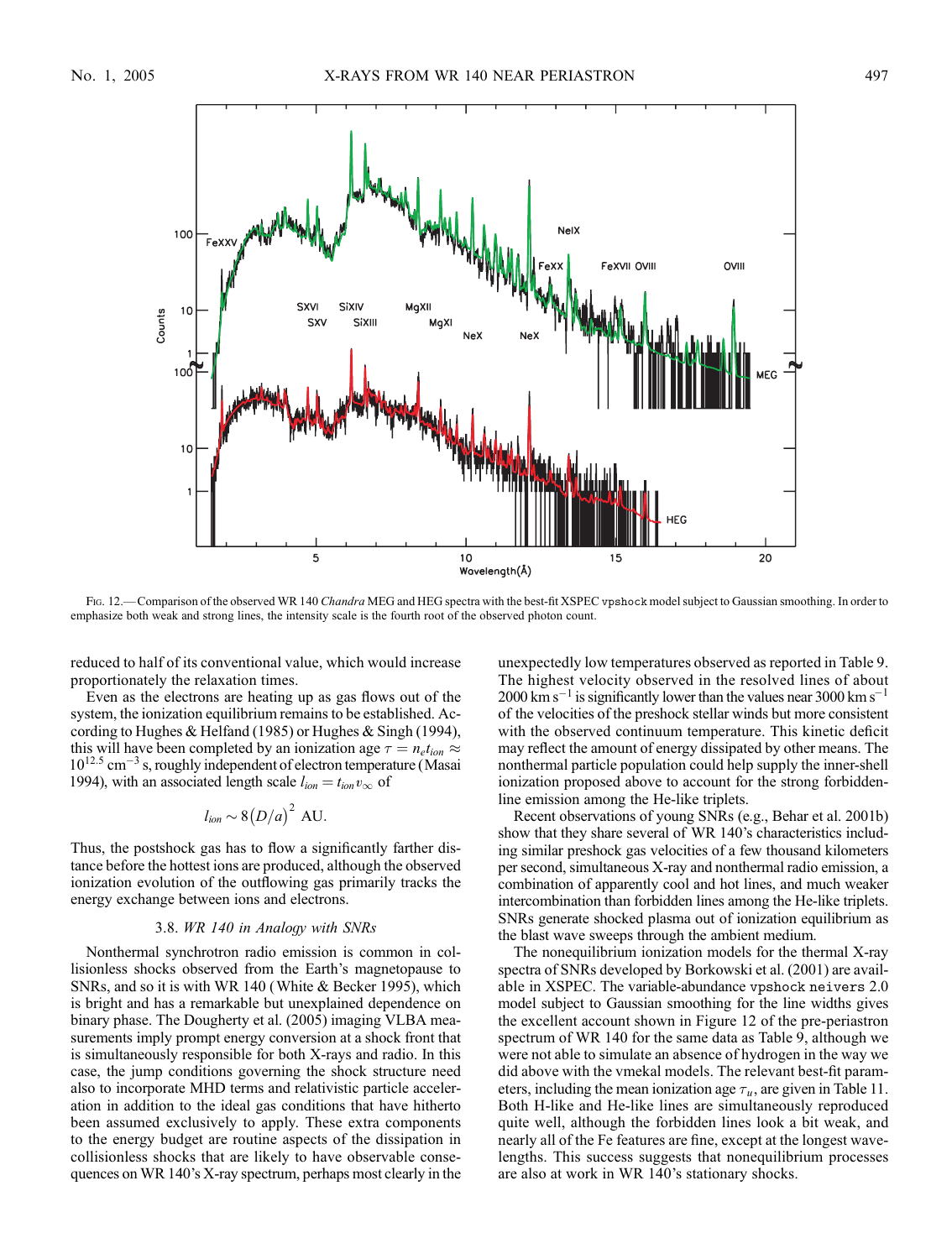Fig. 12.— Comparison of the observed WR 140 *Chandra* MEG and HEG spectra with the best-fit XSPEC `vpshock` model subject to Gaussian smoothing. In order to emphasize both weak and strong lines, the intensity scale is the fourth root of the observed photon count.

reduced to half of its conventional value, which would increase proportionately the relaxation times.

Even as the electrons are heating up as gas flows out of the system, the ionization equilibrium remains to be established. According to Hughes & Helfand (1985) or Hughes & Singh (1994), this will have been completed by an ionization age $\tau = n_e t_{ion} \approx 10^{12.5}$ cm$^{-3}$ s, roughly independent of electron temperature (Masai 1994), with an associated length scale $l_{ion} = t_{ion} v_\infty$ of

$$l_{ion} \sim 8\left(D/a\right)^2 \text{ AU}.$$

Thus, the postshock gas has to flow a significantly farther distance before the hottest ions are produced, although the observed ionization evolution of the outflowing gas primarily tracks the energy exchange between ions and electrons.

### 3.8. *WR 140 in Analogy with SNRs*

Nonthermal synchrotron radio emission is common in collisionless shocks observed from the Earth's magnetopause to SNRs, and so it is with WR 140 (White & Becker 1995), which is bright and has a remarkable but unexplained dependence on binary phase. The Dougherty et al. (2005) imaging VLBA measurements imply prompt energy conversion at a shock front that is simultaneously responsible for both X-rays and radio. In this case, the jump conditions governing the shock structure need also to incorporate MHD terms and relativistic particle acceleration in addition to the ideal gas conditions that have hitherto been assumed exclusively to apply. These extra components to the energy budget are routine aspects of the dissipation in collisionless shocks that are likely to have observable consequences on WR 140's X-ray spectrum, perhaps most clearly in the unexpectedly low temperatures observed as reported in Table 9. The highest velocity observed in the resolved lines of about 2000 km s$^{-1}$ is significantly lower than the values near 3000 km s$^{-1}$ of the velocities of the preshock stellar winds but more consistent with the observed continuum temperature. This kinetic deficit may reflect the amount of energy dissipated by other means. The nonthermal particle population could help supply the inner-shell ionization proposed above to account for the strong forbidden-line emission among the He-like triplets.

Recent observations of young SNRs (e.g., Behar et al. 2001b) show that they share several of WR 140's characteristics including similar preshock gas velocities of a few thousand kilometers per second, simultaneous X-ray and nonthermal radio emission, a combination of apparently cool and hot lines, and much weaker intercombination than forbidden lines among the He-like triplets. SNRs generate shocked plasma out of ionization equilibrium as the blast wave sweeps through the ambient medium.

The nonequilibrium ionization models for the thermal X-ray spectra of SNRs developed by Borkowski et al. (2001) are available in XSPEC. The variable-abundance `vpshock neivers` 2.0 model subject to Gaussian smoothing for the line widths gives the excellent account shown in Figure 12 of the pre-periastron spectrum of WR 140 for the same data as Table 9, although we were not able to simulate an absence of hydrogen in the way we did above with the vmekal models. The relevant best-fit parameters, including the mean ionization age $\tau_u$, are given in Table 11. Both H-like and He-like lines are simultaneously reproduced quite well, although the forbidden lines look a bit weak, and nearly all of the Fe features are fine, except at the longest wavelengths. This success suggests that nonequilibrium processes are also at work in WR 140's stationary shocks.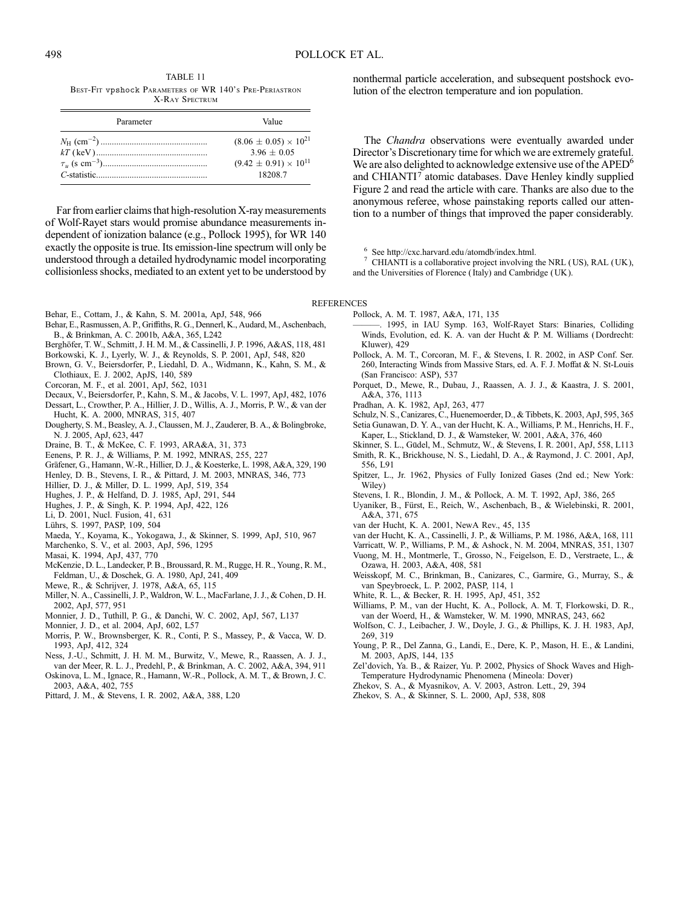TABLE 11

Best-Fit vpshock Parameters of WR 140's Pre-Periastron X-Ray Spectrum

| Parameter | Value |
| --- | --- |
| $N_{\rm H}$ (cm$^{-2}$) | $(8.06 \pm 0.05) \times 10^{21}$ |
| $kT$ (keV) | $3.96 \pm 0.05$ |
| $\tau_u$ (s cm$^{-3}$) | $(9.42 \pm 0.91) \times 10^{11}$ |
| $C$-statistic | 18208.7 |

Far from earlier claims that high-resolution X-ray measurements of Wolf-Rayet stars would promise abundance measurements independent of ionization balance (e.g., Pollock 1995), for WR 140 exactly the opposite is true. Its emission-line spectrum will only be understood through a detailed hydrodynamic model incorporating collisionless shocks, mediated to an extent yet to be understood by nonthermal particle acceleration, and subsequent postshock evolution of the electron temperature and ion population.

The *Chandra* observations were eventually awarded under Director's Discretionary time for which we are extremely grateful. We are also delighted to acknowledge extensive use of the APED[6] and CHIANTI[7] atomic databases. Dave Henley kindly supplied Figure 2 and read the article with care. Thanks are also due to the anonymous referee, whose painstaking reports called our attention to a number of things that improved the paper considerably.

[6] See http://cxc.harvard.edu/atomdb/index.html.

[7] CHIANTI is a collaborative project involving the NRL (US), RAL (UK), and the Universities of Florence (Italy) and Cambridge (UK).

## REFERENCES

Behar, E., Cottam, J., & Kahn, S. M. 2001a, ApJ, 548, 966

Behar, E., Rasmussen, A. P., Griffiths, R. G., Dennerl, K., Audard, M., Aschenbach, B., & Brinkman, A. C. 2001b, A&A, 365, L242

Berghöfer, T. W., Schmitt, J. H. M. M., & Cassinelli, J. P. 1996, A&AS, 118, 481

Borkowski, K. J., Lyerly, W. J., & Reynolds, S. P. 2001, ApJ, 548, 820

Brown, G. V., Beiersdorfer, P., Liedahl, D. A., Widmann, K., Kahn, S. M., & Clothiaux, E. J. 2002, ApJS, 140, 589

Corcoran, M. F., et al. 2001, ApJ, 562, 1031

Decaux, V., Beiersdorfer, P., Kahn, S. M., & Jacobs, V. L. 1997, ApJ, 482, 1076

Dessart, L., Crowther, P. A., Hillier, J. D., Willis, A. J., Morris, P. W., & van der Hucht, K. A. 2000, MNRAS, 315, 407

Dougherty, S. M., Beasley, A. J., Claussen, M. J., Zauderer, B. A., & Bolingbroke, N. J. 2005, ApJ, 623, 447

Draine, B. T., & McKee, C. F. 1993, ARA&A, 31, 373

Eenens, P. R. J., & Williams, P. M. 1992, MNRAS, 255, 227

Gräfener, G., Hamann, W.-R., Hillier, D. J., & Koesterke, L. 1998, A&A, 329, 190

Henley, D. B., Stevens, I. R., & Pittard, J. M. 2003, MNRAS, 346, 773

Hillier, D. J., & Miller, D. L. 1999, ApJ, 519, 354

Hughes, J. P., & Helfand, D. J. 1985, ApJ, 291, 544

Hughes, J. P., & Singh, K. P. 1994, ApJ, 422, 126

Li, D. 2001, Nucl. Fusion, 41, 631

Lührs, S. 1997, PASP, 109, 504

Maeda, Y., Koyama, K., Yokogawa, J., & Skinner, S. 1999, ApJ, 510, 967

Marchenko, S. V., et al. 2003, ApJ, 596, 1295

Masai, K. 1994, ApJ, 437, 770

McKenzie, D. L., Landecker, P. B., Broussard, R. M., Rugge, H. R., Young, R. M., Feldman, U., & Doschek, G. A. 1980, ApJ, 241, 409

Mewe, R., & Schrijver, J. 1978, A&A, 65, 115

Miller, N. A., Cassinelli, J. P., Waldron, W. L., MacFarlane, J. J., & Cohen, D. H. 2002, ApJ, 577, 951

Monnier, J. D., Tuthill, P. G., & Danchi, W. C. 2002, ApJ, 567, L137

Monnier, J. D., et al. 2004, ApJ, 602, L57

Morris, P. W., Brownsberger, K. R., Conti, P. S., Massey, P., & Vacca, W. D. 1993, ApJ, 412, 324

Ness, J.-U., Schmitt, J. H. M. M., Burwitz, V., Mewe, R., Raassen, A. J. J., van der Meer, R. L. J., Predehl, P., & Brinkman, A. C. 2002, A&A, 394, 911

Oskinova, L. M., Ignace, R., Hamann, W.-R., Pollock, A. M. T., & Brown, J. C. 2003, A&A, 402, 755

Pittard, J. M., & Stevens, I. R. 2002, A&A, 388, L20

Pollock, A. M. T. 1987, A&A, 171, 135

———. 1995, in IAU Symp. 163, Wolf-Rayet Stars: Binaries, Colliding Winds, Evolution, ed. K. A. van der Hucht & P. M. Williams (Dordrecht: Kluwer), 429

Pollock, A. M. T., Corcoran, M. F., & Stevens, I. R. 2002, in ASP Conf. Ser. 260, Interacting Winds from Massive Stars, ed. A. F. J. Moffat & N. St-Louis (San Francisco: ASP), 537

Porquet, D., Mewe, R., Dubau, J., Raassen, A. J. J., & Kaastra, J. S. 2001, A&A, 376, 1113

Pradhan, A. K. 1982, ApJ, 263, 477

Schulz, N. S., Canizares, C., Huenemoerder, D., & Tibbets, K. 2003, ApJ, 595, 365

Setia Gunawan, D. Y. A., van der Hucht, K. A., Williams, P. M., Henrichs, H. F., Kaper, L., Stickland, D. J., & Wamsteker, W. 2001, A&A, 376, 460

Skinner, S. L., Güdel, M., Schmutz, W., & Stevens, I. R. 2001, ApJ, 558, L113

Smith, R. K., Brickhouse, N. S., Liedahl, D. A., & Raymond, J. C. 2001, ApJ, 556, L91

Spitzer, L., Jr. 1962, Physics of Fully Ionized Gases (2nd ed.; New York: Wiley)

Stevens, I. R., Blondin, J. M., & Pollock, A. M. T. 1992, ApJ, 386, 265

Uyaniker, B., Fürst, E., Reich, W., Aschenbach, B., & Wielebinski, R. 2001, A&A, 371, 675

van der Hucht, K. A. 2001, NewA Rev., 45, 135

van der Hucht, K. A., Cassinelli, J. P., & Williams, P. M. 1986, A&A, 168, 111

Varricatt, W. P., Williams, P. M., & Ashock, N. M. 2004, MNRAS, 351, 1307

Vuong, M. H., Montmerle, T., Grosso, N., Feigelson, E. D., Verstraete, L., & Ozawa, H. 2003, A&A, 408, 581

Weisskopf, M. C., Brinkman, B., Canizares, C., Garmire, G., Murray, S., & van Speybroeck, L. P. 2002, PASP, 114, 1

White, R. L., & Becker, R. H. 1995, ApJ, 451, 352

Williams, P. M., van der Hucht, K. A., Pollock, A. M. T, Florkowski, D. R., van der Woerd, H., & Wamsteker, W. M. 1990, MNRAS, 243, 662

Wolfson, C. J., Leibacher, J. W., Doyle, J. G., & Phillips, K. J. H. 1983, ApJ, 269, 319

Young, P. R., Del Zanna, G., Landi, E., Dere, K. P., Mason, H. E., & Landini, M. 2003, ApJS, 144, 135

Zel'dovich, Ya. B., & Raizer, Yu. P. 2002, Physics of Shock Waves and High-Temperature Hydrodynamic Phenomena (Mineola: Dover)

Zhekov, S. A., & Myasnikov, A. V. 2003, Astron. Lett., 29, 394

Zhekov, S. A., & Skinner, S. L. 2000, ApJ, 538, 808